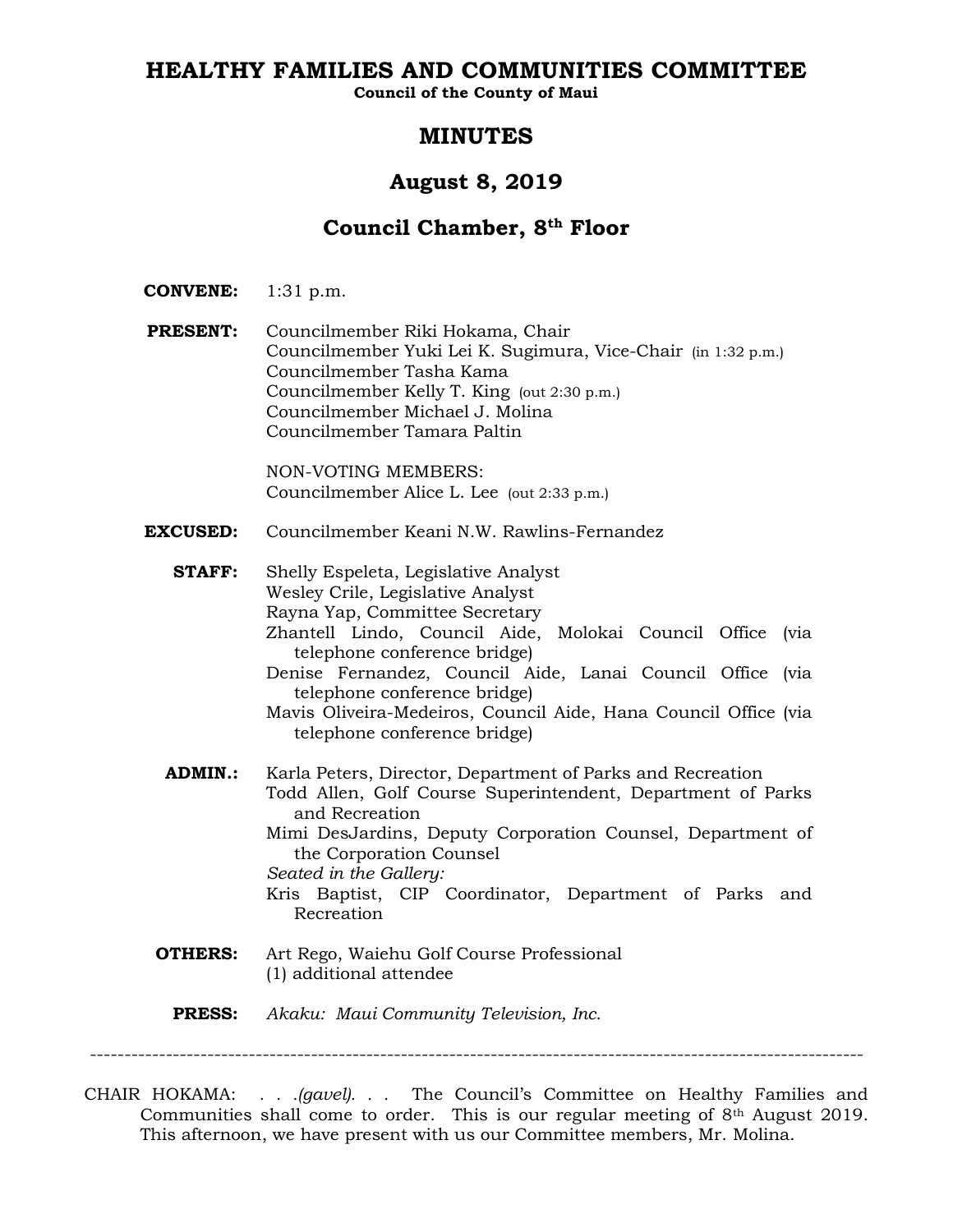# HEALTHY FAMILIES AND COMMUNITIES COMMITTEE

**Council of the County of Maui**

## MINUTES

## August 8, 2019

## Council Chamber, 8th Floor

**CONVENE:** 1:31 p.m.

**PRESENT:**
Councilmember Riki Hokama, Chair
Councilmember Yuki Lei K. Sugimura, Vice-Chair (in 1:32 p.m.)
Councilmember Tasha Kama
Councilmember Kelly T. King (out 2:30 p.m.)
Councilmember Michael J. Molina
Councilmember Tamara Paltin

NON-VOTING MEMBERS:
Councilmember Alice L. Lee (out 2:33 p.m.)

**EXCUSED:** Councilmember Keani N.W. Rawlins-Fernandez

**STAFF:**
Shelly Espeleta, Legislative Analyst
Wesley Crile, Legislative Analyst
Rayna Yap, Committee Secretary
Zhantell Lindo, Council Aide, Molokai Council Office (via telephone conference bridge)
Denise Fernandez, Council Aide, Lanai Council Office (via telephone conference bridge)
Mavis Oliveira-Medeiros, Council Aide, Hana Council Office (via telephone conference bridge)

**ADMIN.:**
Karla Peters, Director, Department of Parks and Recreation
Todd Allen, Golf Course Superintendent, Department of Parks and Recreation
Mimi DesJardins, Deputy Corporation Counsel, Department of the Corporation Counsel
*Seated in the Gallery:*
Kris Baptist, CIP Coordinator, Department of Parks and Recreation

**OTHERS:**
Art Rego, Waiehu Golf Course Professional
(1) additional attendee

**PRESS:** *Akaku: Maui Community Television, Inc.*

---

CHAIR HOKAMA: *. . .(gavel). . .* The Council's Committee on Healthy Families and Communities shall come to order. This is our regular meeting of 8th August 2019. This afternoon, we have present with us our Committee members, Mr. Molina.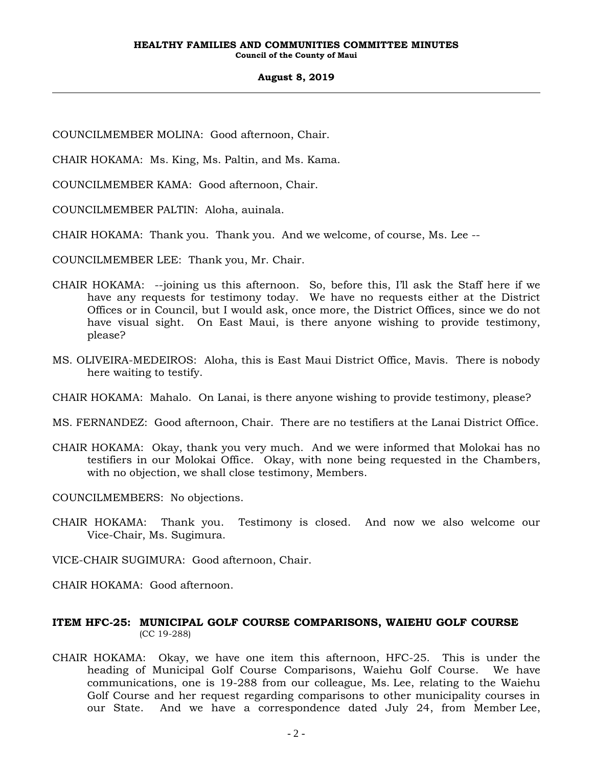COUNCILMEMBER MOLINA: Good afternoon, Chair.

CHAIR HOKAMA: Ms. King, Ms. Paltin, and Ms. Kama.

COUNCILMEMBER KAMA: Good afternoon, Chair.

COUNCILMEMBER PALTIN: Aloha, auinala.

CHAIR HOKAMA: Thank you. Thank you. And we welcome, of course, Ms. Lee --

COUNCILMEMBER LEE: Thank you, Mr. Chair.

CHAIR HOKAMA: --joining us this afternoon. So, before this, I'll ask the Staff here if we have any requests for testimony today. We have no requests either at the District Offices or in Council, but I would ask, once more, the District Offices, since we do not have visual sight. On East Maui, is there anyone wishing to provide testimony, please?

MS. OLIVEIRA-MEDEIROS: Aloha, this is East Maui District Office, Mavis. There is nobody here waiting to testify.

CHAIR HOKAMA: Mahalo. On Lanai, is there anyone wishing to provide testimony, please?

MS. FERNANDEZ: Good afternoon, Chair. There are no testifiers at the Lanai District Office.

CHAIR HOKAMA: Okay, thank you very much. And we were informed that Molokai has no testifiers in our Molokai Office. Okay, with none being requested in the Chambers, with no objection, we shall close testimony, Members.

COUNCILMEMBERS: No objections.

CHAIR HOKAMA: Thank you. Testimony is closed. And now we also welcome our Vice-Chair, Ms. Sugimura.

VICE-CHAIR SUGIMURA: Good afternoon, Chair.

CHAIR HOKAMA: Good afternoon.

## ITEM HFC-25: MUNICIPAL GOLF COURSE COMPARISONS, WAIEHU GOLF COURSE
(CC 19-288)

CHAIR HOKAMA: Okay, we have one item this afternoon, HFC-25. This is under the heading of Municipal Golf Course Comparisons, Waiehu Golf Course. We have communications, one is 19-288 from our colleague, Ms. Lee, relating to the Waiehu Golf Course and her request regarding comparisons to other municipality courses in our State. And we have a correspondence dated July 24, from Member Lee,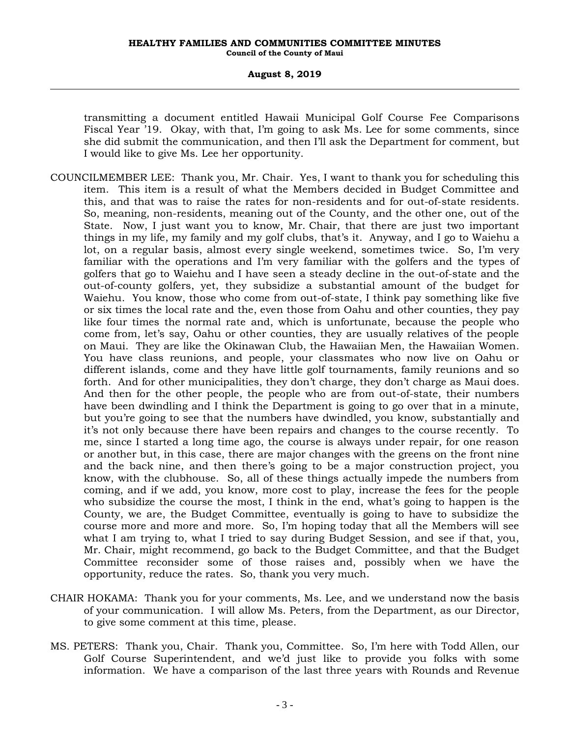transmitting a document entitled Hawaii Municipal Golf Course Fee Comparisons Fiscal Year '19. Okay, with that, I'm going to ask Ms. Lee for some comments, since she did submit the communication, and then I'll ask the Department for comment, but I would like to give Ms. Lee her opportunity.

COUNCILMEMBER LEE: Thank you, Mr. Chair. Yes, I want to thank you for scheduling this item. This item is a result of what the Members decided in Budget Committee and this, and that was to raise the rates for non-residents and for out-of-state residents. So, meaning, non-residents, meaning out of the County, and the other one, out of the State. Now, I just want you to know, Mr. Chair, that there are just two important things in my life, my family and my golf clubs, that's it. Anyway, and I go to Waiehu a lot, on a regular basis, almost every single weekend, sometimes twice. So, I'm very familiar with the operations and I'm very familiar with the golfers and the types of golfers that go to Waiehu and I have seen a steady decline in the out-of-state and the out-of-county golfers, yet, they subsidize a substantial amount of the budget for Waiehu. You know, those who come from out-of-state, I think pay something like five or six times the local rate and the, even those from Oahu and other counties, they pay like four times the normal rate and, which is unfortunate, because the people who come from, let's say, Oahu or other counties, they are usually relatives of the people on Maui. They are like the Okinawan Club, the Hawaiian Men, the Hawaiian Women. You have class reunions, and people, your classmates who now live on Oahu or different islands, come and they have little golf tournaments, family reunions and so forth. And for other municipalities, they don't charge, they don't charge as Maui does. And then for the other people, the people who are from out-of-state, their numbers have been dwindling and I think the Department is going to go over that in a minute, but you're going to see that the numbers have dwindled, you know, substantially and it's not only because there have been repairs and changes to the course recently. To me, since I started a long time ago, the course is always under repair, for one reason or another but, in this case, there are major changes with the greens on the front nine and the back nine, and then there's going to be a major construction project, you know, with the clubhouse. So, all of these things actually impede the numbers from coming, and if we add, you know, more cost to play, increase the fees for the people who subsidize the course the most, I think in the end, what's going to happen is the County, we are, the Budget Committee, eventually is going to have to subsidize the course more and more and more. So, I'm hoping today that all the Members will see what I am trying to, what I tried to say during Budget Session, and see if that, you, Mr. Chair, might recommend, go back to the Budget Committee, and that the Budget Committee reconsider some of those raises and, possibly when we have the opportunity, reduce the rates. So, thank you very much.

CHAIR HOKAMA: Thank you for your comments, Ms. Lee, and we understand now the basis of your communication. I will allow Ms. Peters, from the Department, as our Director, to give some comment at this time, please.

MS. PETERS: Thank you, Chair. Thank you, Committee. So, I'm here with Todd Allen, our Golf Course Superintendent, and we'd just like to provide you folks with some information. We have a comparison of the last three years with Rounds and Revenue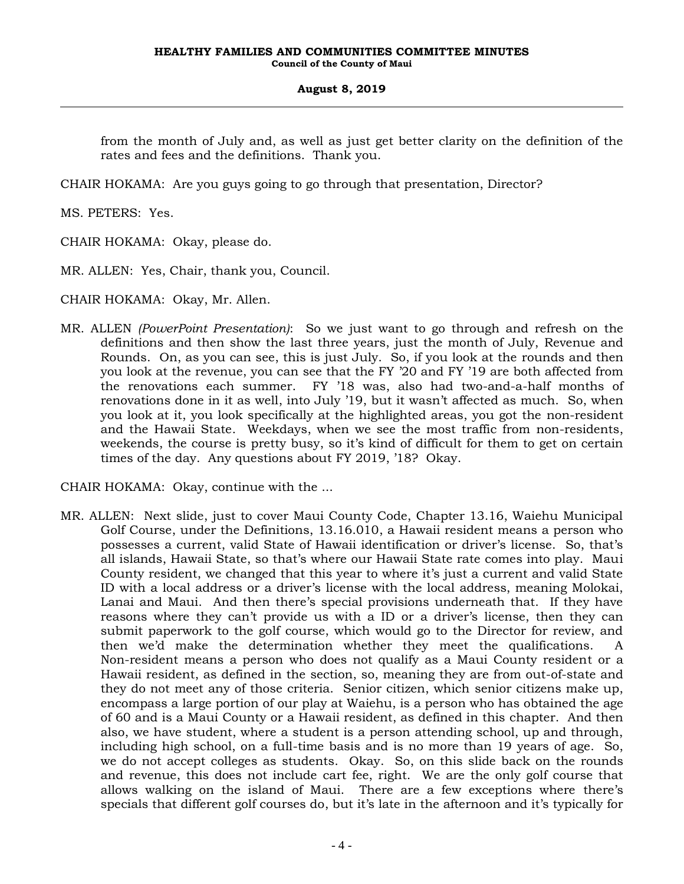from the month of July and, as well as just get better clarity on the definition of the rates and fees and the definitions. Thank you.

CHAIR HOKAMA: Are you guys going to go through that presentation, Director?

MS. PETERS: Yes.

CHAIR HOKAMA: Okay, please do.

MR. ALLEN: Yes, Chair, thank you, Council.

CHAIR HOKAMA: Okay, Mr. Allen.

MR. ALLEN *(PowerPoint Presentation)*: So we just want to go through and refresh on the definitions and then show the last three years, just the month of July, Revenue and Rounds. On, as you can see, this is just July. So, if you look at the rounds and then you look at the revenue, you can see that the FY '20 and FY '19 are both affected from the renovations each summer. FY '18 was, also had two-and-a-half months of renovations done in it as well, into July '19, but it wasn't affected as much. So, when you look at it, you look specifically at the highlighted areas, you got the non-resident and the Hawaii State. Weekdays, when we see the most traffic from non-residents, weekends, the course is pretty busy, so it's kind of difficult for them to get on certain times of the day. Any questions about FY 2019, '18? Okay.

CHAIR HOKAMA: Okay, continue with the ...

MR. ALLEN: Next slide, just to cover Maui County Code, Chapter 13.16, Waiehu Municipal Golf Course, under the Definitions, 13.16.010, a Hawaii resident means a person who possesses a current, valid State of Hawaii identification or driver's license. So, that's all islands, Hawaii State, so that's where our Hawaii State rate comes into play. Maui County resident, we changed that this year to where it's just a current and valid State ID with a local address or a driver's license with the local address, meaning Molokai, Lanai and Maui. And then there's special provisions underneath that. If they have reasons where they can't provide us with a ID or a driver's license, then they can submit paperwork to the golf course, which would go to the Director for review, and then we'd make the determination whether they meet the qualifications. A Non-resident means a person who does not qualify as a Maui County resident or a Hawaii resident, as defined in the section, so, meaning they are from out-of-state and they do not meet any of those criteria. Senior citizen, which senior citizens make up, encompass a large portion of our play at Waiehu, is a person who has obtained the age of 60 and is a Maui County or a Hawaii resident, as defined in this chapter. And then also, we have student, where a student is a person attending school, up and through, including high school, on a full-time basis and is no more than 19 years of age. So, we do not accept colleges as students. Okay. So, on this slide back on the rounds and revenue, this does not include cart fee, right. We are the only golf course that allows walking on the island of Maui. There are a few exceptions where there's specials that different golf courses do, but it's late in the afternoon and it's typically for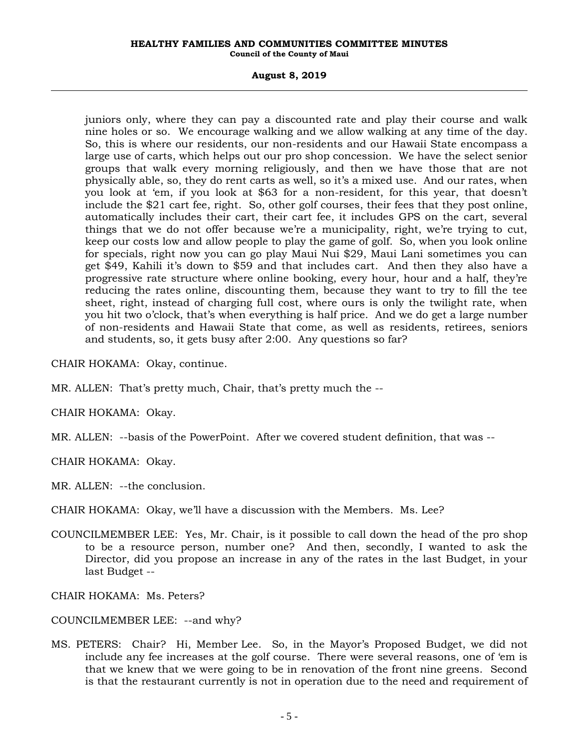juniors only, where they can pay a discounted rate and play their course and walk nine holes or so. We encourage walking and we allow walking at any time of the day. So, this is where our residents, our non-residents and our Hawaii State encompass a large use of carts, which helps out our pro shop concession. We have the select senior groups that walk every morning religiously, and then we have those that are not physically able, so, they do rent carts as well, so it's a mixed use. And our rates, when you look at 'em, if you look at $63 for a non-resident, for this year, that doesn't include the $21 cart fee, right. So, other golf courses, their fees that they post online, automatically includes their cart, their cart fee, it includes GPS on the cart, several things that we do not offer because we're a municipality, right, we're trying to cut, keep our costs low and allow people to play the game of golf. So, when you look online for specials, right now you can go play Maui Nui $29, Maui Lani sometimes you can get $49, Kahili it's down to $59 and that includes cart. And then they also have a progressive rate structure where online booking, every hour, hour and a half, they're reducing the rates online, discounting them, because they want to try to fill the tee sheet, right, instead of charging full cost, where ours is only the twilight rate, when you hit two o'clock, that's when everything is half price. And we do get a large number of non-residents and Hawaii State that come, as well as residents, retirees, seniors and students, so, it gets busy after 2:00. Any questions so far?

CHAIR HOKAMA: Okay, continue.

MR. ALLEN: That's pretty much, Chair, that's pretty much the --

CHAIR HOKAMA: Okay.

MR. ALLEN: --basis of the PowerPoint. After we covered student definition, that was --

CHAIR HOKAMA: Okay.

MR. ALLEN: --the conclusion.

CHAIR HOKAMA: Okay, we'll have a discussion with the Members. Ms. Lee?

COUNCILMEMBER LEE: Yes, Mr. Chair, is it possible to call down the head of the pro shop to be a resource person, number one? And then, secondly, I wanted to ask the Director, did you propose an increase in any of the rates in the last Budget, in your last Budget --

CHAIR HOKAMA: Ms. Peters?

COUNCILMEMBER LEE: --and why?

MS. PETERS: Chair? Hi, Member Lee. So, in the Mayor's Proposed Budget, we did not include any fee increases at the golf course. There were several reasons, one of 'em is that we knew that we were going to be in renovation of the front nine greens. Second is that the restaurant currently is not in operation due to the need and requirement of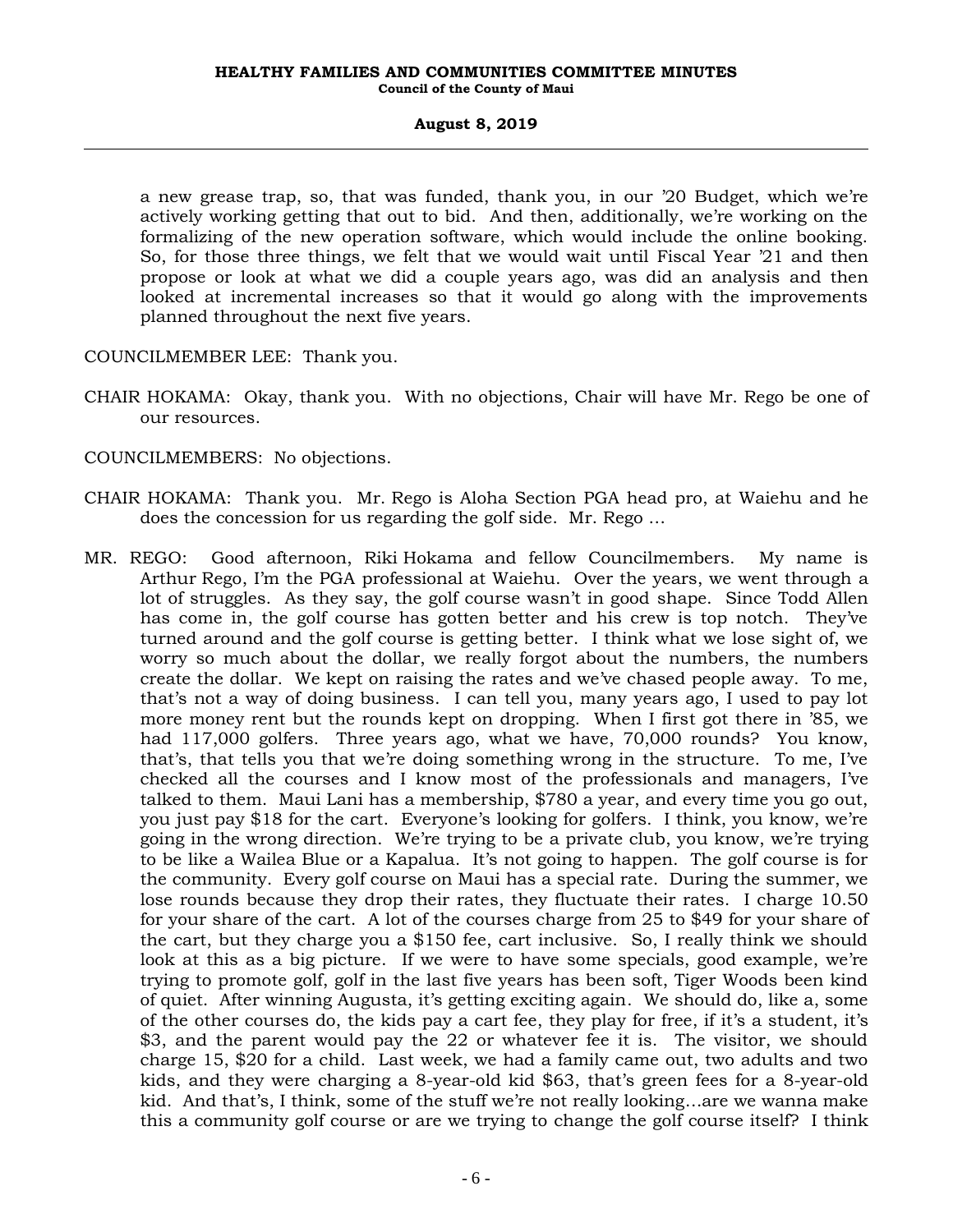a new grease trap, so, that was funded, thank you, in our '20 Budget, which we're actively working getting that out to bid. And then, additionally, we're working on the formalizing of the new operation software, which would include the online booking. So, for those three things, we felt that we would wait until Fiscal Year '21 and then propose or look at what we did a couple years ago, was did an analysis and then looked at incremental increases so that it would go along with the improvements planned throughout the next five years.

COUNCILMEMBER LEE: Thank you.

CHAIR HOKAMA: Okay, thank you. With no objections, Chair will have Mr. Rego be one of our resources.

COUNCILMEMBERS: No objections.

CHAIR HOKAMA: Thank you. Mr. Rego is Aloha Section PGA head pro, at Waiehu and he does the concession for us regarding the golf side. Mr. Rego ...

MR. REGO: Good afternoon, Riki Hokama and fellow Councilmembers. My name is Arthur Rego, I'm the PGA professional at Waiehu. Over the years, we went through a lot of struggles. As they say, the golf course wasn't in good shape. Since Todd Allen has come in, the golf course has gotten better and his crew is top notch. They've turned around and the golf course is getting better. I think what we lose sight of, we worry so much about the dollar, we really forgot about the numbers, the numbers create the dollar. We kept on raising the rates and we've chased people away. To me, that's not a way of doing business. I can tell you, many years ago, I used to pay lot more money rent but the rounds kept on dropping. When I first got there in '85, we had 117,000 golfers. Three years ago, what we have, 70,000 rounds? You know, that's, that tells you that we're doing something wrong in the structure. To me, I've checked all the courses and I know most of the professionals and managers, I've talked to them. Maui Lani has a membership, $780 a year, and every time you go out, you just pay $18 for the cart. Everyone's looking for golfers. I think, you know, we're going in the wrong direction. We're trying to be a private club, you know, we're trying to be like a Wailea Blue or a Kapalua. It's not going to happen. The golf course is for the community. Every golf course on Maui has a special rate. During the summer, we lose rounds because they drop their rates, they fluctuate their rates. I charge 10.50 for your share of the cart. A lot of the courses charge from 25 to $49 for your share of the cart, but they charge you a $150 fee, cart inclusive. So, I really think we should look at this as a big picture. If we were to have some specials, good example, we're trying to promote golf, golf in the last five years has been soft, Tiger Woods been kind of quiet. After winning Augusta, it's getting exciting again. We should do, like a, some of the other courses do, the kids pay a cart fee, they play for free, if it's a student, it's $3, and the parent would pay the 22 or whatever fee it is. The visitor, we should charge 15, $20 for a child. Last week, we had a family came out, two adults and two kids, and they were charging a 8-year-old kid $63, that's green fees for a 8-year-old kid. And that's, I think, some of the stuff we're not really looking…are we wanna make this a community golf course or are we trying to change the golf course itself? I think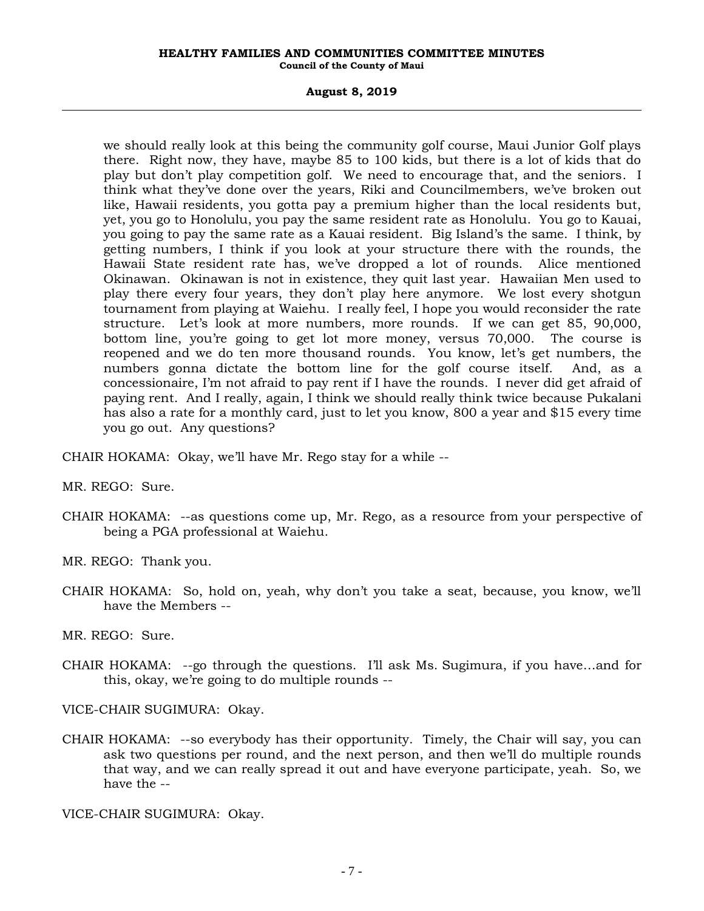we should really look at this being the community golf course, Maui Junior Golf plays there. Right now, they have, maybe 85 to 100 kids, but there is a lot of kids that do play but don't play competition golf. We need to encourage that, and the seniors. I think what they've done over the years, Riki and Councilmembers, we've broken out like, Hawaii residents, you gotta pay a premium higher than the local residents but, yet, you go to Honolulu, you pay the same resident rate as Honolulu. You go to Kauai, you going to pay the same rate as a Kauai resident. Big Island's the same. I think, by getting numbers, I think if you look at your structure there with the rounds, the Hawaii State resident rate has, we've dropped a lot of rounds. Alice mentioned Okinawan. Okinawan is not in existence, they quit last year. Hawaiian Men used to play there every four years, they don't play here anymore. We lost every shotgun tournament from playing at Waiehu. I really feel, I hope you would reconsider the rate structure. Let's look at more numbers, more rounds. If we can get 85, 90,000, bottom line, you're going to get lot more money, versus 70,000. The course is reopened and we do ten more thousand rounds. You know, let's get numbers, the numbers gonna dictate the bottom line for the golf course itself. And, as a concessionaire, I'm not afraid to pay rent if I have the rounds. I never did get afraid of paying rent. And I really, again, I think we should really think twice because Pukalani has also a rate for a monthly card, just to let you know, 800 a year and $15 every time you go out. Any questions?

CHAIR HOKAMA: Okay, we'll have Mr. Rego stay for a while --

MR. REGO: Sure.

CHAIR HOKAMA: --as questions come up, Mr. Rego, as a resource from your perspective of being a PGA professional at Waiehu.

MR. REGO: Thank you.

CHAIR HOKAMA: So, hold on, yeah, why don't you take a seat, because, you know, we'll have the Members --

MR. REGO: Sure.

CHAIR HOKAMA: --go through the questions. I'll ask Ms. Sugimura, if you have…and for this, okay, we're going to do multiple rounds --

VICE-CHAIR SUGIMURA: Okay.

CHAIR HOKAMA: --so everybody has their opportunity. Timely, the Chair will say, you can ask two questions per round, and the next person, and then we'll do multiple rounds that way, and we can really spread it out and have everyone participate, yeah. So, we have the --

VICE-CHAIR SUGIMURA: Okay.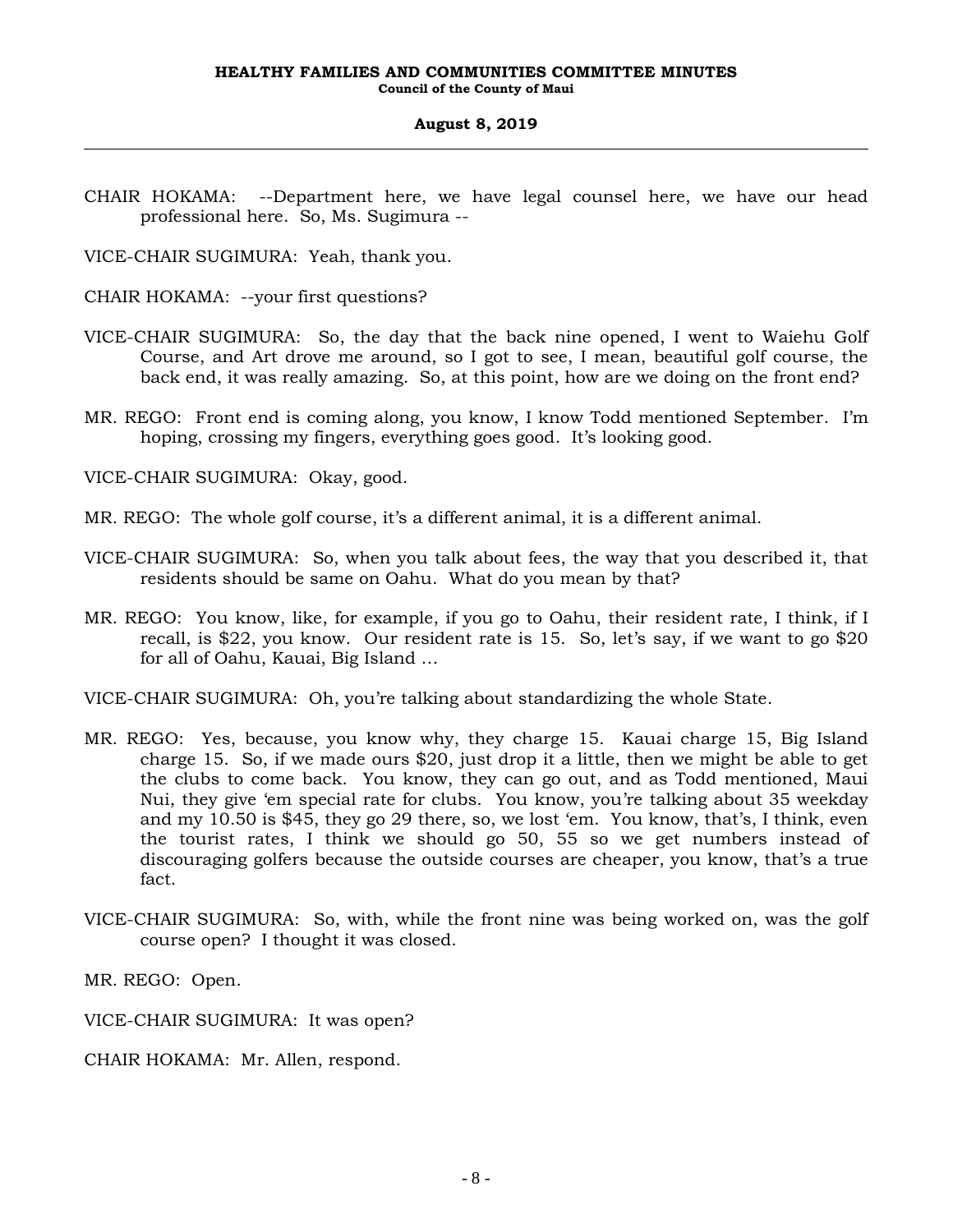CHAIR HOKAMA: --Department here, we have legal counsel here, we have our head professional here. So, Ms. Sugimura --

VICE-CHAIR SUGIMURA: Yeah, thank you.

CHAIR HOKAMA: --your first questions?

VICE-CHAIR SUGIMURA: So, the day that the back nine opened, I went to Waiehu Golf Course, and Art drove me around, so I got to see, I mean, beautiful golf course, the back end, it was really amazing. So, at this point, how are we doing on the front end?

MR. REGO: Front end is coming along, you know, I know Todd mentioned September. I'm hoping, crossing my fingers, everything goes good. It's looking good.

VICE-CHAIR SUGIMURA: Okay, good.

MR. REGO: The whole golf course, it's a different animal, it is a different animal.

VICE-CHAIR SUGIMURA: So, when you talk about fees, the way that you described it, that residents should be same on Oahu. What do you mean by that?

MR. REGO: You know, like, for example, if you go to Oahu, their resident rate, I think, if I recall, is $22, you know. Our resident rate is 15. So, let's say, if we want to go $20 for all of Oahu, Kauai, Big Island ...

VICE-CHAIR SUGIMURA: Oh, you're talking about standardizing the whole State.

MR. REGO: Yes, because, you know why, they charge 15. Kauai charge 15, Big Island charge 15. So, if we made ours $20, just drop it a little, then we might be able to get the clubs to come back. You know, they can go out, and as Todd mentioned, Maui Nui, they give 'em special rate for clubs. You know, you're talking about 35 weekday and my 10.50 is $45, they go 29 there, so, we lost 'em. You know, that's, I think, even the tourist rates, I think we should go 50, 55 so we get numbers instead of discouraging golfers because the outside courses are cheaper, you know, that's a true fact.

VICE-CHAIR SUGIMURA: So, with, while the front nine was being worked on, was the golf course open? I thought it was closed.

MR. REGO: Open.

VICE-CHAIR SUGIMURA: It was open?

CHAIR HOKAMA: Mr. Allen, respond.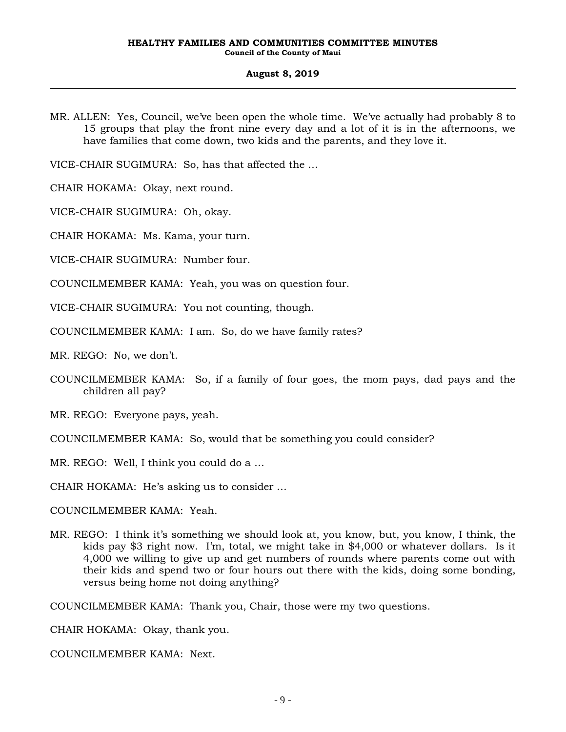MR. ALLEN: Yes, Council, we've been open the whole time. We've actually had probably 8 to 15 groups that play the front nine every day and a lot of it is in the afternoons, we have families that come down, two kids and the parents, and they love it.

VICE-CHAIR SUGIMURA: So, has that affected the ...

CHAIR HOKAMA: Okay, next round.

VICE-CHAIR SUGIMURA: Oh, okay.

CHAIR HOKAMA: Ms. Kama, your turn.

VICE-CHAIR SUGIMURA: Number four.

COUNCILMEMBER KAMA: Yeah, you was on question four.

VICE-CHAIR SUGIMURA: You not counting, though.

COUNCILMEMBER KAMA: I am. So, do we have family rates?

MR. REGO: No, we don't.

COUNCILMEMBER KAMA: So, if a family of four goes, the mom pays, dad pays and the children all pay?

MR. REGO: Everyone pays, yeah.

COUNCILMEMBER KAMA: So, would that be something you could consider?

MR. REGO: Well, I think you could do a ...

CHAIR HOKAMA: He's asking us to consider ...

COUNCILMEMBER KAMA: Yeah.

MR. REGO: I think it's something we should look at, you know, but, you know, I think, the kids pay $3 right now. I'm, total, we might take in $4,000 or whatever dollars. Is it 4,000 we willing to give up and get numbers of rounds where parents come out with their kids and spend two or four hours out there with the kids, doing some bonding, versus being home not doing anything?

COUNCILMEMBER KAMA: Thank you, Chair, those were my two questions.

CHAIR HOKAMA: Okay, thank you.

COUNCILMEMBER KAMA: Next.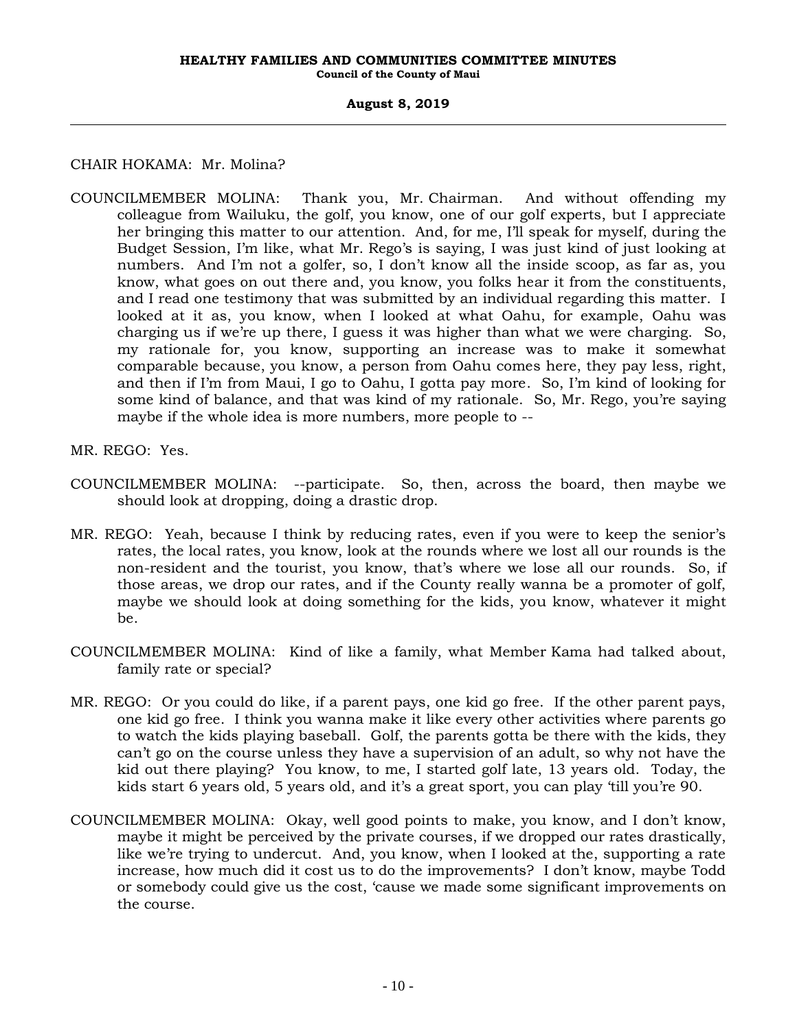CHAIR HOKAMA: Mr. Molina?

COUNCILMEMBER MOLINA: Thank you, Mr. Chairman. And without offending my colleague from Wailuku, the golf, you know, one of our golf experts, but I appreciate her bringing this matter to our attention. And, for me, I'll speak for myself, during the Budget Session, I'm like, what Mr. Rego's is saying, I was just kind of just looking at numbers. And I'm not a golfer, so, I don't know all the inside scoop, as far as, you know, what goes on out there and, you know, you folks hear it from the constituents, and I read one testimony that was submitted by an individual regarding this matter. I looked at it as, you know, when I looked at what Oahu, for example, Oahu was charging us if we're up there, I guess it was higher than what we were charging. So, my rationale for, you know, supporting an increase was to make it somewhat comparable because, you know, a person from Oahu comes here, they pay less, right, and then if I'm from Maui, I go to Oahu, I gotta pay more. So, I'm kind of looking for some kind of balance, and that was kind of my rationale. So, Mr. Rego, you're saying maybe if the whole idea is more numbers, more people to --

MR. REGO: Yes.

COUNCILMEMBER MOLINA: --participate. So, then, across the board, then maybe we should look at dropping, doing a drastic drop.

MR. REGO: Yeah, because I think by reducing rates, even if you were to keep the senior's rates, the local rates, you know, look at the rounds where we lost all our rounds is the non-resident and the tourist, you know, that's where we lose all our rounds. So, if those areas, we drop our rates, and if the County really wanna be a promoter of golf, maybe we should look at doing something for the kids, you know, whatever it might be.

COUNCILMEMBER MOLINA: Kind of like a family, what Member Kama had talked about, family rate or special?

MR. REGO: Or you could do like, if a parent pays, one kid go free. If the other parent pays, one kid go free. I think you wanna make it like every other activities where parents go to watch the kids playing baseball. Golf, the parents gotta be there with the kids, they can't go on the course unless they have a supervision of an adult, so why not have the kid out there playing? You know, to me, I started golf late, 13 years old. Today, the kids start 6 years old, 5 years old, and it's a great sport, you can play 'till you're 90.

COUNCILMEMBER MOLINA: Okay, well good points to make, you know, and I don't know, maybe it might be perceived by the private courses, if we dropped our rates drastically, like we're trying to undercut. And, you know, when I looked at the, supporting a rate increase, how much did it cost us to do the improvements? I don't know, maybe Todd or somebody could give us the cost, 'cause we made some significant improvements on the course.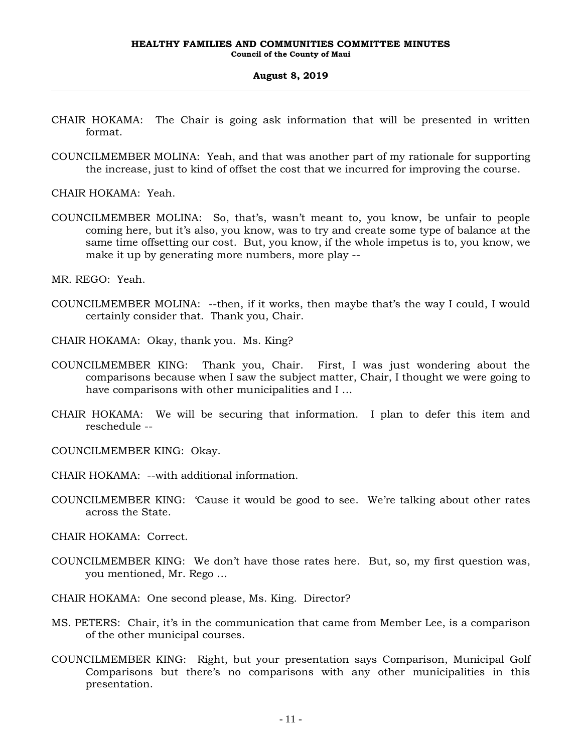CHAIR HOKAMA: The Chair is going ask information that will be presented in written format.

COUNCILMEMBER MOLINA: Yeah, and that was another part of my rationale for supporting the increase, just to kind of offset the cost that we incurred for improving the course.

CHAIR HOKAMA: Yeah.

COUNCILMEMBER MOLINA: So, that's, wasn't meant to, you know, be unfair to people coming here, but it's also, you know, was to try and create some type of balance at the same time offsetting our cost. But, you know, if the whole impetus is to, you know, we make it up by generating more numbers, more play --

MR. REGO: Yeah.

COUNCILMEMBER MOLINA: --then, if it works, then maybe that's the way I could, I would certainly consider that. Thank you, Chair.

CHAIR HOKAMA: Okay, thank you. Ms. King?

COUNCILMEMBER KING: Thank you, Chair. First, I was just wondering about the comparisons because when I saw the subject matter, Chair, I thought we were going to have comparisons with other municipalities and I ...

CHAIR HOKAMA: We will be securing that information. I plan to defer this item and reschedule --

COUNCILMEMBER KING: Okay.

CHAIR HOKAMA: --with additional information.

COUNCILMEMBER KING: 'Cause it would be good to see. We're talking about other rates across the State.

CHAIR HOKAMA: Correct.

COUNCILMEMBER KING: We don't have those rates here. But, so, my first question was, you mentioned, Mr. Rego ...

CHAIR HOKAMA: One second please, Ms. King. Director?

MS. PETERS: Chair, it's in the communication that came from Member Lee, is a comparison of the other municipal courses.

COUNCILMEMBER KING: Right, but your presentation says Comparison, Municipal Golf Comparisons but there's no comparisons with any other municipalities in this presentation.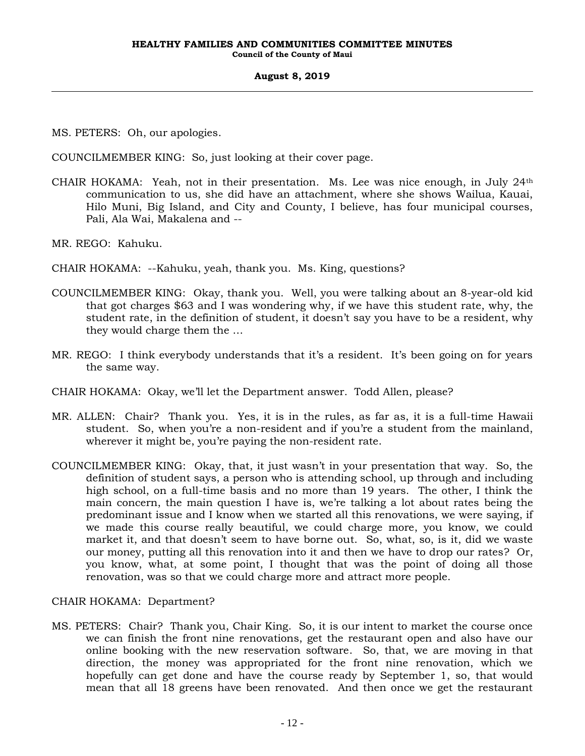MS. PETERS: Oh, our apologies.

COUNCILMEMBER KING: So, just looking at their cover page.

CHAIR HOKAMA: Yeah, not in their presentation. Ms. Lee was nice enough, in July 24th communication to us, she did have an attachment, where she shows Wailua, Kauai, Hilo Muni, Big Island, and City and County, I believe, has four municipal courses, Pali, Ala Wai, Makalena and --

MR. REGO: Kahuku.

CHAIR HOKAMA: --Kahuku, yeah, thank you. Ms. King, questions?

COUNCILMEMBER KING: Okay, thank you. Well, you were talking about an 8-year-old kid that got charges $63 and I was wondering why, if we have this student rate, why, the student rate, in the definition of student, it doesn't say you have to be a resident, why they would charge them the ...

MR. REGO: I think everybody understands that it's a resident. It's been going on for years the same way.

CHAIR HOKAMA: Okay, we'll let the Department answer. Todd Allen, please?

MR. ALLEN: Chair? Thank you. Yes, it is in the rules, as far as, it is a full-time Hawaii student. So, when you're a non-resident and if you're a student from the mainland, wherever it might be, you're paying the non-resident rate.

COUNCILMEMBER KING: Okay, that, it just wasn't in your presentation that way. So, the definition of student says, a person who is attending school, up through and including high school, on a full-time basis and no more than 19 years. The other, I think the main concern, the main question I have is, we're talking a lot about rates being the predominant issue and I know when we started all this renovations, we were saying, if we made this course really beautiful, we could charge more, you know, we could market it, and that doesn't seem to have borne out. So, what, so, is it, did we waste our money, putting all this renovation into it and then we have to drop our rates? Or, you know, what, at some point, I thought that was the point of doing all those renovation, was so that we could charge more and attract more people.

CHAIR HOKAMA: Department?

MS. PETERS: Chair? Thank you, Chair King. So, it is our intent to market the course once we can finish the front nine renovations, get the restaurant open and also have our online booking with the new reservation software. So, that, we are moving in that direction, the money was appropriated for the front nine renovation, which we hopefully can get done and have the course ready by September 1, so, that would mean that all 18 greens have been renovated. And then once we get the restaurant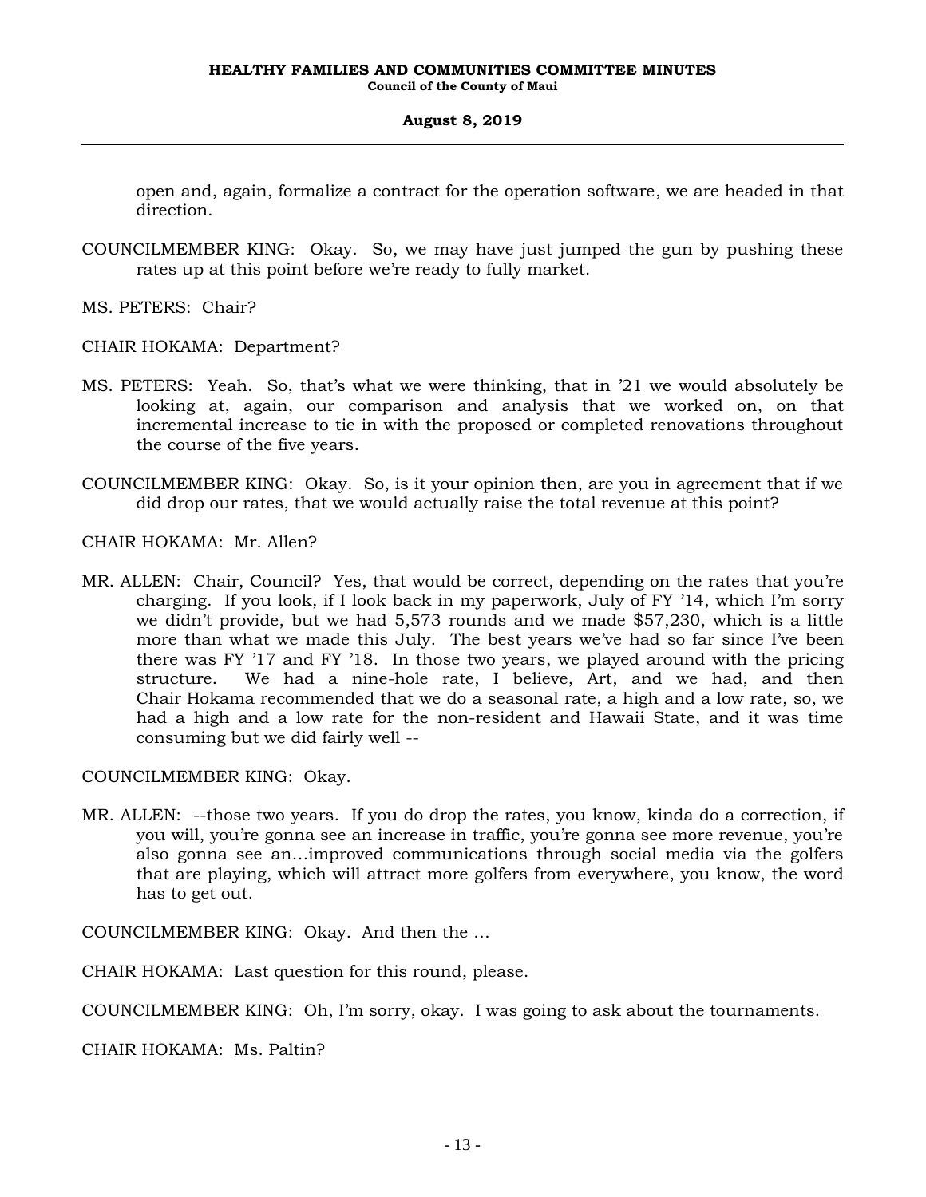open and, again, formalize a contract for the operation software, we are headed in that direction.

COUNCILMEMBER KING: Okay. So, we may have just jumped the gun by pushing these rates up at this point before we're ready to fully market.

MS. PETERS: Chair?

CHAIR HOKAMA: Department?

MS. PETERS: Yeah. So, that's what we were thinking, that in '21 we would absolutely be looking at, again, our comparison and analysis that we worked on, on that incremental increase to tie in with the proposed or completed renovations throughout the course of the five years.

COUNCILMEMBER KING: Okay. So, is it your opinion then, are you in agreement that if we did drop our rates, that we would actually raise the total revenue at this point?

CHAIR HOKAMA: Mr. Allen?

MR. ALLEN: Chair, Council? Yes, that would be correct, depending on the rates that you're charging. If you look, if I look back in my paperwork, July of FY '14, which I'm sorry we didn't provide, but we had 5,573 rounds and we made $57,230, which is a little more than what we made this July. The best years we've had so far since I've been there was FY '17 and FY '18. In those two years, we played around with the pricing structure. We had a nine-hole rate, I believe, Art, and we had, and then Chair Hokama recommended that we do a seasonal rate, a high and a low rate, so, we had a high and a low rate for the non-resident and Hawaii State, and it was time consuming but we did fairly well --

COUNCILMEMBER KING: Okay.

MR. ALLEN: --those two years. If you do drop the rates, you know, kinda do a correction, if you will, you're gonna see an increase in traffic, you're gonna see more revenue, you're also gonna see an...improved communications through social media via the golfers that are playing, which will attract more golfers from everywhere, you know, the word has to get out.

COUNCILMEMBER KING: Okay. And then the ...

CHAIR HOKAMA: Last question for this round, please.

COUNCILMEMBER KING: Oh, I'm sorry, okay. I was going to ask about the tournaments.

CHAIR HOKAMA: Ms. Paltin?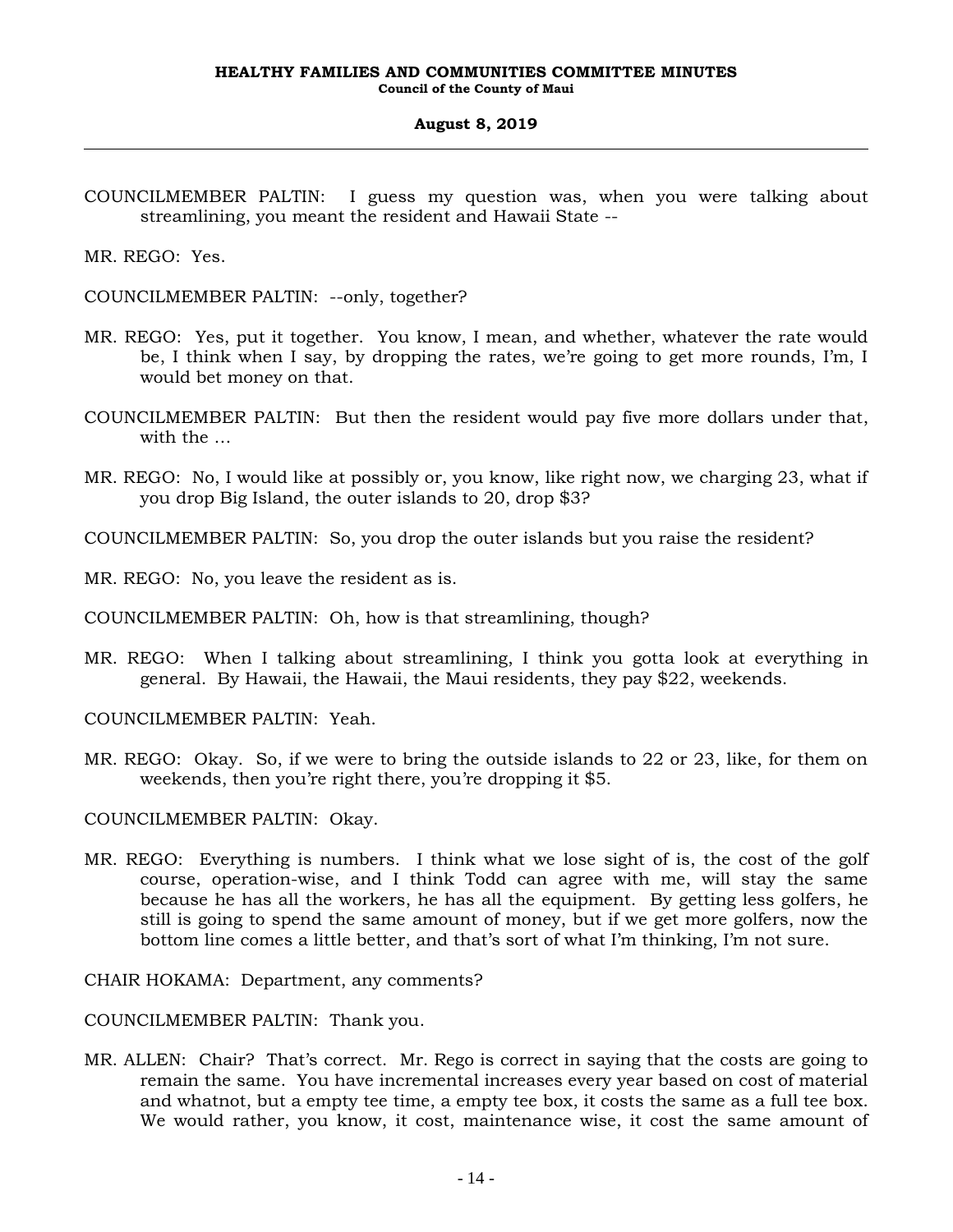COUNCILMEMBER PALTIN: I guess my question was, when you were talking about streamlining, you meant the resident and Hawaii State --

MR. REGO: Yes.

COUNCILMEMBER PALTIN: --only, together?

MR. REGO: Yes, put it together. You know, I mean, and whether, whatever the rate would be, I think when I say, by dropping the rates, we're going to get more rounds, I'm, I would bet money on that.

COUNCILMEMBER PALTIN: But then the resident would pay five more dollars under that, with the ...

MR. REGO: No, I would like at possibly or, you know, like right now, we charging 23, what if you drop Big Island, the outer islands to 20, drop $3?

COUNCILMEMBER PALTIN: So, you drop the outer islands but you raise the resident?

MR. REGO: No, you leave the resident as is.

COUNCILMEMBER PALTIN: Oh, how is that streamlining, though?

MR. REGO: When I talking about streamlining, I think you gotta look at everything in general. By Hawaii, the Hawaii, the Maui residents, they pay $22, weekends.

COUNCILMEMBER PALTIN: Yeah.

MR. REGO: Okay. So, if we were to bring the outside islands to 22 or 23, like, for them on weekends, then you're right there, you're dropping it $5.

COUNCILMEMBER PALTIN: Okay.

MR. REGO: Everything is numbers. I think what we lose sight of is, the cost of the golf course, operation-wise, and I think Todd can agree with me, will stay the same because he has all the workers, he has all the equipment. By getting less golfers, he still is going to spend the same amount of money, but if we get more golfers, now the bottom line comes a little better, and that's sort of what I'm thinking, I'm not sure.

CHAIR HOKAMA: Department, any comments?

COUNCILMEMBER PALTIN: Thank you.

MR. ALLEN: Chair? That's correct. Mr. Rego is correct in saying that the costs are going to remain the same. You have incremental increases every year based on cost of material and whatnot, but a empty tee time, a empty tee box, it costs the same as a full tee box. We would rather, you know, it cost, maintenance wise, it cost the same amount of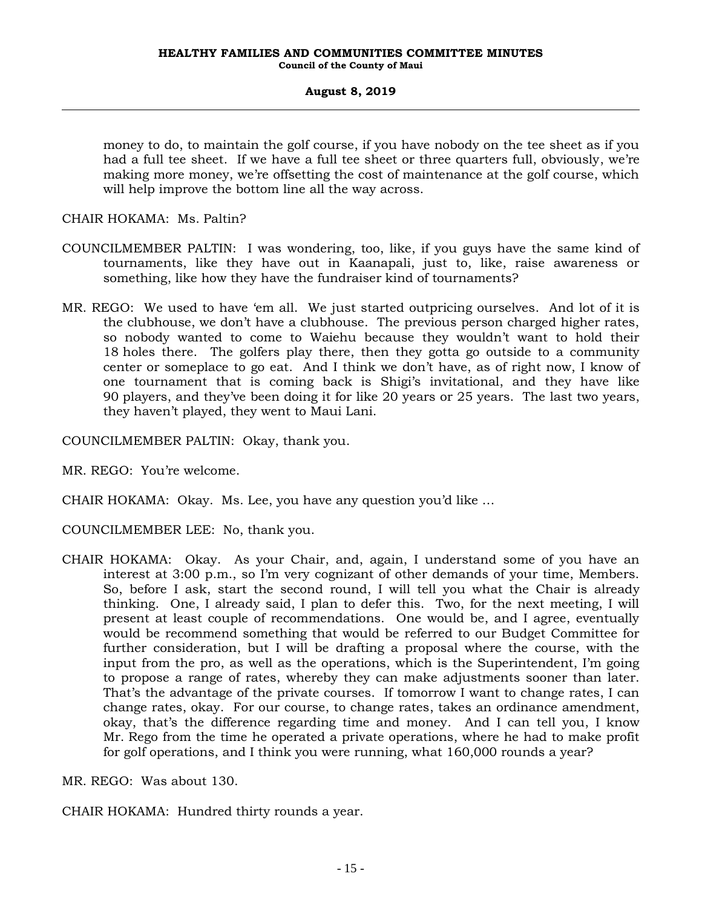money to do, to maintain the golf course, if you have nobody on the tee sheet as if you had a full tee sheet. If we have a full tee sheet or three quarters full, obviously, we're making more money, we're offsetting the cost of maintenance at the golf course, which will help improve the bottom line all the way across.

CHAIR HOKAMA: Ms. Paltin?

COUNCILMEMBER PALTIN: I was wondering, too, like, if you guys have the same kind of tournaments, like they have out in Kaanapali, just to, like, raise awareness or something, like how they have the fundraiser kind of tournaments?

MR. REGO: We used to have 'em all. We just started outpricing ourselves. And lot of it is the clubhouse, we don't have a clubhouse. The previous person charged higher rates, so nobody wanted to come to Waiehu because they wouldn't want to hold their 18 holes there. The golfers play there, then they gotta go outside to a community center or someplace to go eat. And I think we don't have, as of right now, I know of one tournament that is coming back is Shigi's invitational, and they have like 90 players, and they've been doing it for like 20 years or 25 years. The last two years, they haven't played, they went to Maui Lani.

COUNCILMEMBER PALTIN: Okay, thank you.

MR. REGO: You're welcome.

CHAIR HOKAMA: Okay. Ms. Lee, you have any question you'd like …

COUNCILMEMBER LEE: No, thank you.

CHAIR HOKAMA: Okay. As your Chair, and, again, I understand some of you have an interest at 3:00 p.m., so I'm very cognizant of other demands of your time, Members. So, before I ask, start the second round, I will tell you what the Chair is already thinking. One, I already said, I plan to defer this. Two, for the next meeting, I will present at least couple of recommendations. One would be, and I agree, eventually would be recommend something that would be referred to our Budget Committee for further consideration, but I will be drafting a proposal where the course, with the input from the pro, as well as the operations, which is the Superintendent, I'm going to propose a range of rates, whereby they can make adjustments sooner than later. That's the advantage of the private courses. If tomorrow I want to change rates, I can change rates, okay. For our course, to change rates, takes an ordinance amendment, okay, that's the difference regarding time and money. And I can tell you, I know Mr. Rego from the time he operated a private operations, where he had to make profit for golf operations, and I think you were running, what 160,000 rounds a year?

MR. REGO: Was about 130.

CHAIR HOKAMA: Hundred thirty rounds a year.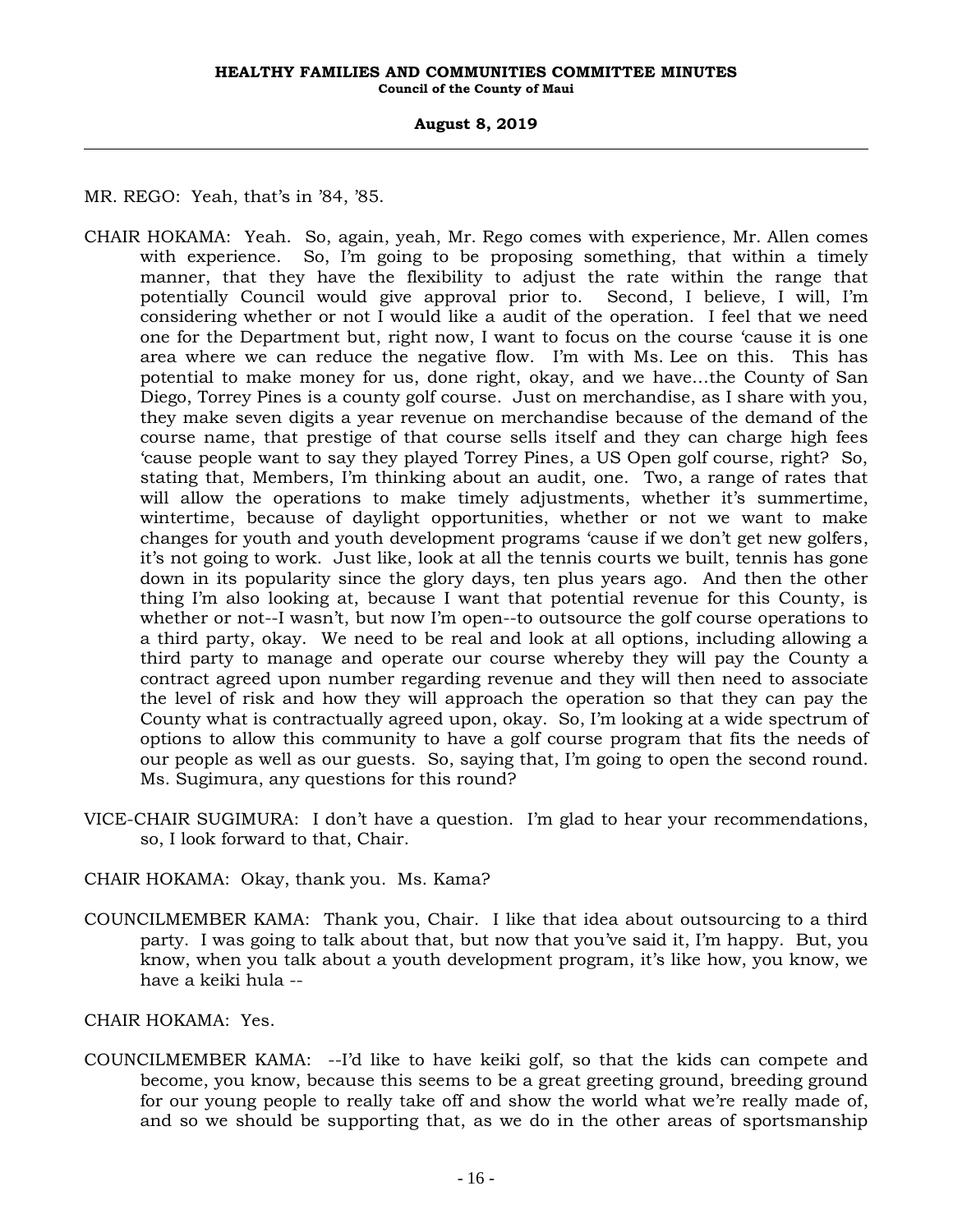MR. REGO: Yeah, that's in '84, '85.

CHAIR HOKAMA: Yeah. So, again, yeah, Mr. Rego comes with experience, Mr. Allen comes with experience. So, I'm going to be proposing something, that within a timely manner, that they have the flexibility to adjust the rate within the range that potentially Council would give approval prior to. Second, I believe, I will, I'm considering whether or not I would like a audit of the operation. I feel that we need one for the Department but, right now, I want to focus on the course 'cause it is one area where we can reduce the negative flow. I'm with Ms. Lee on this. This has potential to make money for us, done right, okay, and we have...the County of San Diego, Torrey Pines is a county golf course. Just on merchandise, as I share with you, they make seven digits a year revenue on merchandise because of the demand of the course name, that prestige of that course sells itself and they can charge high fees 'cause people want to say they played Torrey Pines, a US Open golf course, right? So, stating that, Members, I'm thinking about an audit, one. Two, a range of rates that will allow the operations to make timely adjustments, whether it's summertime, wintertime, because of daylight opportunities, whether or not we want to make changes for youth and youth development programs 'cause if we don't get new golfers, it's not going to work. Just like, look at all the tennis courts we built, tennis has gone down in its popularity since the glory days, ten plus years ago. And then the other thing I'm also looking at, because I want that potential revenue for this County, is whether or not--I wasn't, but now I'm open--to outsource the golf course operations to a third party, okay. We need to be real and look at all options, including allowing a third party to manage and operate our course whereby they will pay the County a contract agreed upon number regarding revenue and they will then need to associate the level of risk and how they will approach the operation so that they can pay the County what is contractually agreed upon, okay. So, I'm looking at a wide spectrum of options to allow this community to have a golf course program that fits the needs of our people as well as our guests. So, saying that, I'm going to open the second round. Ms. Sugimura, any questions for this round?

VICE-CHAIR SUGIMURA: I don't have a question. I'm glad to hear your recommendations, so, I look forward to that, Chair.

CHAIR HOKAMA: Okay, thank you. Ms. Kama?

COUNCILMEMBER KAMA: Thank you, Chair. I like that idea about outsourcing to a third party. I was going to talk about that, but now that you've said it, I'm happy. But, you know, when you talk about a youth development program, it's like how, you know, we have a keiki hula --

CHAIR HOKAMA: Yes.

COUNCILMEMBER KAMA: --I'd like to have keiki golf, so that the kids can compete and become, you know, because this seems to be a great greeting ground, breeding ground for our young people to really take off and show the world what we're really made of, and so we should be supporting that, as we do in the other areas of sportsmanship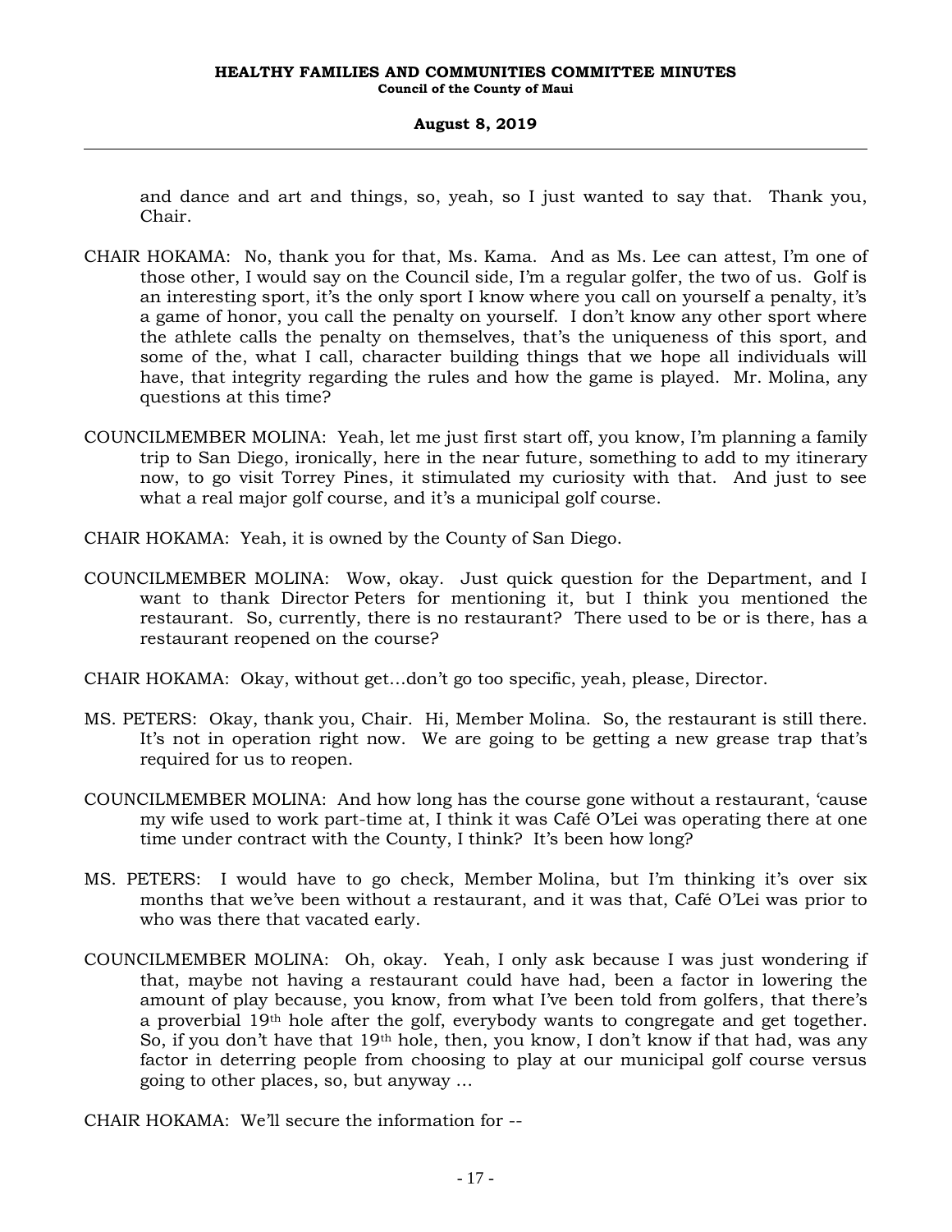and dance and art and things, so, yeah, so I just wanted to say that. Thank you, Chair.

CHAIR HOKAMA: No, thank you for that, Ms. Kama. And as Ms. Lee can attest, I'm one of those other, I would say on the Council side, I'm a regular golfer, the two of us. Golf is an interesting sport, it's the only sport I know where you call on yourself a penalty, it's a game of honor, you call the penalty on yourself. I don't know any other sport where the athlete calls the penalty on themselves, that's the uniqueness of this sport, and some of the, what I call, character building things that we hope all individuals will have, that integrity regarding the rules and how the game is played. Mr. Molina, any questions at this time?

COUNCILMEMBER MOLINA: Yeah, let me just first start off, you know, I'm planning a family trip to San Diego, ironically, here in the near future, something to add to my itinerary now, to go visit Torrey Pines, it stimulated my curiosity with that. And just to see what a real major golf course, and it's a municipal golf course.

CHAIR HOKAMA: Yeah, it is owned by the County of San Diego.

COUNCILMEMBER MOLINA: Wow, okay. Just quick question for the Department, and I want to thank Director Peters for mentioning it, but I think you mentioned the restaurant. So, currently, there is no restaurant? There used to be or is there, has a restaurant reopened on the course?

CHAIR HOKAMA: Okay, without get…don't go too specific, yeah, please, Director.

MS. PETERS: Okay, thank you, Chair. Hi, Member Molina. So, the restaurant is still there. It's not in operation right now. We are going to be getting a new grease trap that's required for us to reopen.

COUNCILMEMBER MOLINA: And how long has the course gone without a restaurant, 'cause my wife used to work part-time at, I think it was Café O'Lei was operating there at one time under contract with the County, I think? It's been how long?

MS. PETERS: I would have to go check, Member Molina, but I'm thinking it's over six months that we've been without a restaurant, and it was that, Café O'Lei was prior to who was there that vacated early.

COUNCILMEMBER MOLINA: Oh, okay. Yeah, I only ask because I was just wondering if that, maybe not having a restaurant could have had, been a factor in lowering the amount of play because, you know, from what I've been told from golfers, that there's a proverbial 19th hole after the golf, everybody wants to congregate and get together. So, if you don't have that 19th hole, then, you know, I don't know if that had, was any factor in deterring people from choosing to play at our municipal golf course versus going to other places, so, but anyway …

CHAIR HOKAMA: We'll secure the information for --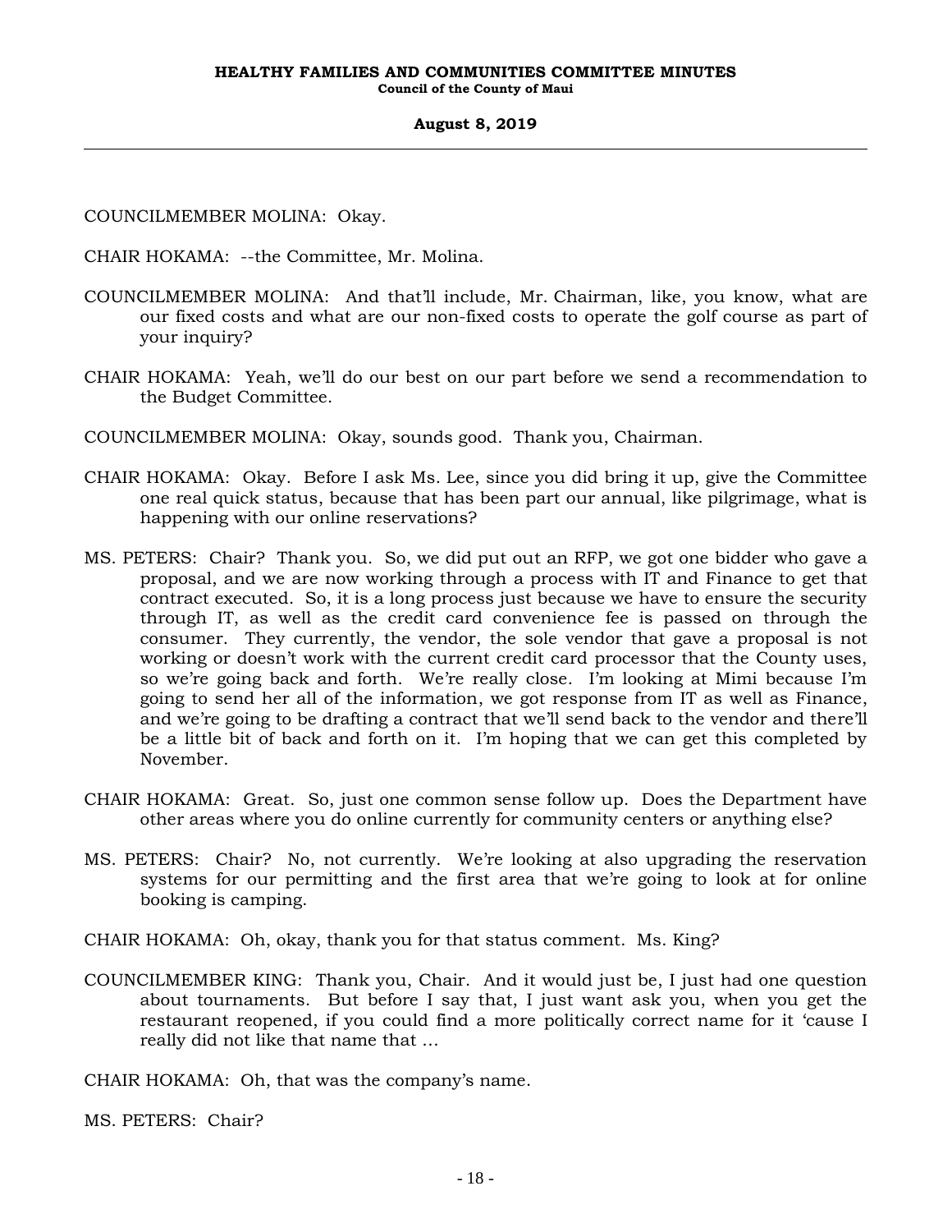COUNCILMEMBER MOLINA: Okay.

CHAIR HOKAMA: --the Committee, Mr. Molina.

COUNCILMEMBER MOLINA: And that'll include, Mr. Chairman, like, you know, what are our fixed costs and what are our non-fixed costs to operate the golf course as part of your inquiry?

CHAIR HOKAMA: Yeah, we'll do our best on our part before we send a recommendation to the Budget Committee.

COUNCILMEMBER MOLINA: Okay, sounds good. Thank you, Chairman.

CHAIR HOKAMA: Okay. Before I ask Ms. Lee, since you did bring it up, give the Committee one real quick status, because that has been part our annual, like pilgrimage, what is happening with our online reservations?

MS. PETERS: Chair? Thank you. So, we did put out an RFP, we got one bidder who gave a proposal, and we are now working through a process with IT and Finance to get that contract executed. So, it is a long process just because we have to ensure the security through IT, as well as the credit card convenience fee is passed on through the consumer. They currently, the vendor, the sole vendor that gave a proposal is not working or doesn't work with the current credit card processor that the County uses, so we're going back and forth. We're really close. I'm looking at Mimi because I'm going to send her all of the information, we got response from IT as well as Finance, and we're going to be drafting a contract that we'll send back to the vendor and there'll be a little bit of back and forth on it. I'm hoping that we can get this completed by November.

CHAIR HOKAMA: Great. So, just one common sense follow up. Does the Department have other areas where you do online currently for community centers or anything else?

MS. PETERS: Chair? No, not currently. We're looking at also upgrading the reservation systems for our permitting and the first area that we're going to look at for online booking is camping.

CHAIR HOKAMA: Oh, okay, thank you for that status comment. Ms. King?

COUNCILMEMBER KING: Thank you, Chair. And it would just be, I just had one question about tournaments. But before I say that, I just want ask you, when you get the restaurant reopened, if you could find a more politically correct name for it 'cause I really did not like that name that ...

CHAIR HOKAMA: Oh, that was the company's name.

MS. PETERS: Chair?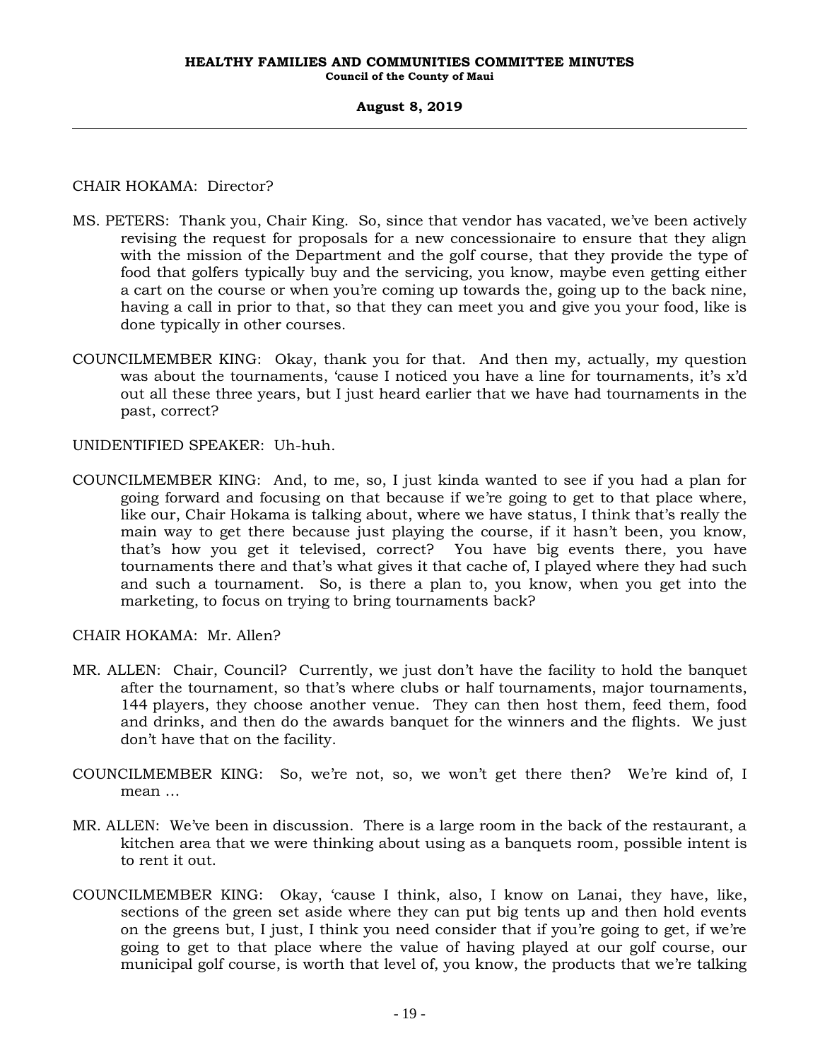CHAIR HOKAMA: Director?

MS. PETERS: Thank you, Chair King. So, since that vendor has vacated, we've been actively revising the request for proposals for a new concessionaire to ensure that they align with the mission of the Department and the golf course, that they provide the type of food that golfers typically buy and the servicing, you know, maybe even getting either a cart on the course or when you're coming up towards the, going up to the back nine, having a call in prior to that, so that they can meet you and give you your food, like is done typically in other courses.

COUNCILMEMBER KING: Okay, thank you for that. And then my, actually, my question was about the tournaments, 'cause I noticed you have a line for tournaments, it's x'd out all these three years, but I just heard earlier that we have had tournaments in the past, correct?

UNIDENTIFIED SPEAKER: Uh-huh.

COUNCILMEMBER KING: And, to me, so, I just kinda wanted to see if you had a plan for going forward and focusing on that because if we're going to get to that place where, like our, Chair Hokama is talking about, where we have status, I think that's really the main way to get there because just playing the course, if it hasn't been, you know, that's how you get it televised, correct? You have big events there, you have tournaments there and that's what gives it that cache of, I played where they had such and such a tournament. So, is there a plan to, you know, when you get into the marketing, to focus on trying to bring tournaments back?

CHAIR HOKAMA: Mr. Allen?

MR. ALLEN: Chair, Council? Currently, we just don't have the facility to hold the banquet after the tournament, so that's where clubs or half tournaments, major tournaments, 144 players, they choose another venue. They can then host them, feed them, food and drinks, and then do the awards banquet for the winners and the flights. We just don't have that on the facility.

COUNCILMEMBER KING: So, we're not, so, we won't get there then? We're kind of, I mean …

MR. ALLEN: We've been in discussion. There is a large room in the back of the restaurant, a kitchen area that we were thinking about using as a banquets room, possible intent is to rent it out.

COUNCILMEMBER KING: Okay, 'cause I think, also, I know on Lanai, they have, like, sections of the green set aside where they can put big tents up and then hold events on the greens but, I just, I think you need consider that if you're going to get, if we're going to get to that place where the value of having played at our golf course, our municipal golf course, is worth that level of, you know, the products that we're talking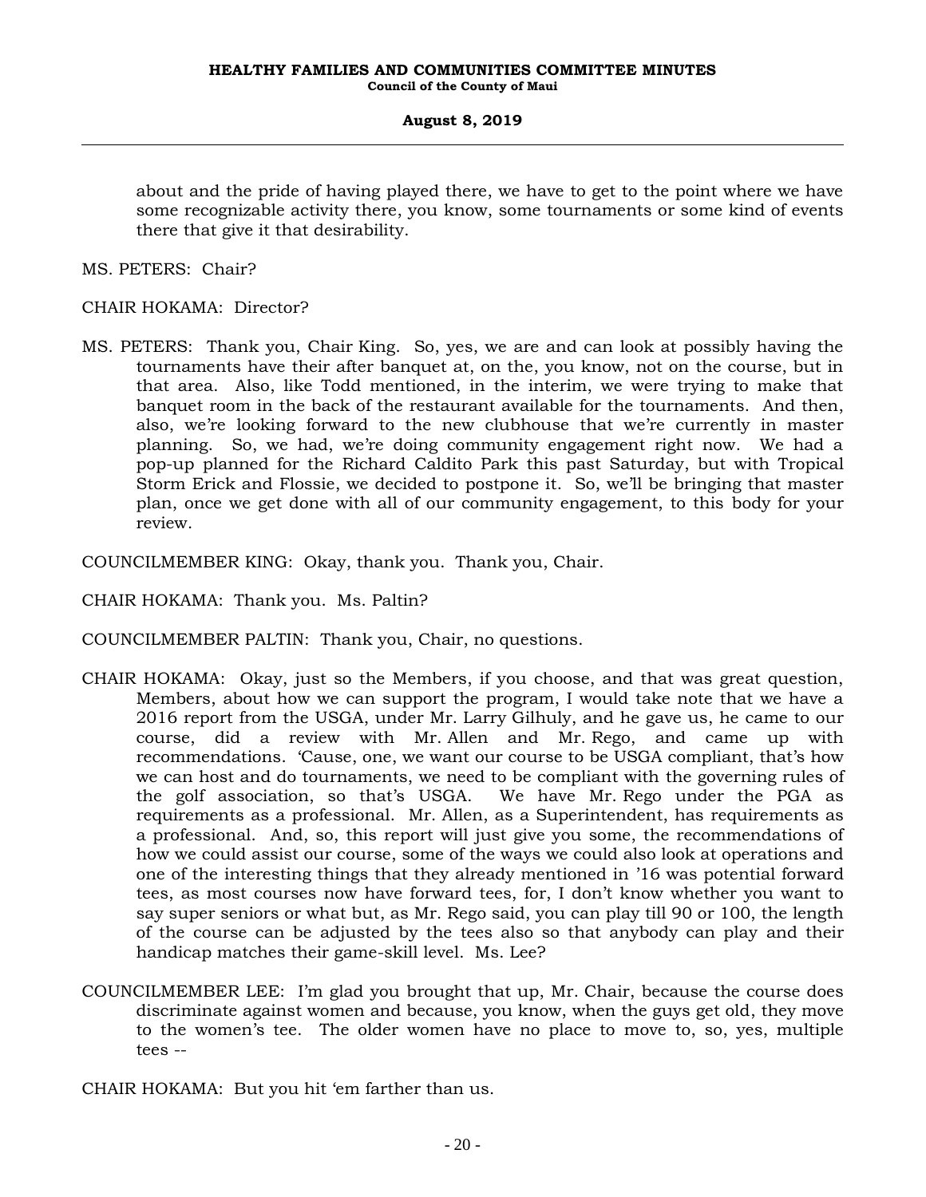about and the pride of having played there, we have to get to the point where we have some recognizable activity there, you know, some tournaments or some kind of events there that give it that desirability.

MS. PETERS: Chair?

CHAIR HOKAMA: Director?

MS. PETERS: Thank you, Chair King. So, yes, we are and can look at possibly having the tournaments have their after banquet at, on the, you know, not on the course, but in that area. Also, like Todd mentioned, in the interim, we were trying to make that banquet room in the back of the restaurant available for the tournaments. And then, also, we're looking forward to the new clubhouse that we're currently in master planning. So, we had, we're doing community engagement right now. We had a pop-up planned for the Richard Caldito Park this past Saturday, but with Tropical Storm Erick and Flossie, we decided to postpone it. So, we'll be bringing that master plan, once we get done with all of our community engagement, to this body for your review.

COUNCILMEMBER KING: Okay, thank you. Thank you, Chair.

CHAIR HOKAMA: Thank you. Ms. Paltin?

COUNCILMEMBER PALTIN: Thank you, Chair, no questions.

CHAIR HOKAMA: Okay, just so the Members, if you choose, and that was great question, Members, about how we can support the program, I would take note that we have a 2016 report from the USGA, under Mr. Larry Gilhuly, and he gave us, he came to our course, did a review with Mr. Allen and Mr. Rego, and came up with recommendations. 'Cause, one, we want our course to be USGA compliant, that's how we can host and do tournaments, we need to be compliant with the governing rules of the golf association, so that's USGA. We have Mr. Rego under the PGA as requirements as a professional. Mr. Allen, as a Superintendent, has requirements as a professional. And, so, this report will just give you some, the recommendations of how we could assist our course, some of the ways we could also look at operations and one of the interesting things that they already mentioned in '16 was potential forward tees, as most courses now have forward tees, for, I don't know whether you want to say super seniors or what but, as Mr. Rego said, you can play till 90 or 100, the length of the course can be adjusted by the tees also so that anybody can play and their handicap matches their game-skill level. Ms. Lee?

COUNCILMEMBER LEE: I'm glad you brought that up, Mr. Chair, because the course does discriminate against women and because, you know, when the guys get old, they move to the women's tee. The older women have no place to move to, so, yes, multiple tees --

CHAIR HOKAMA: But you hit 'em farther than us.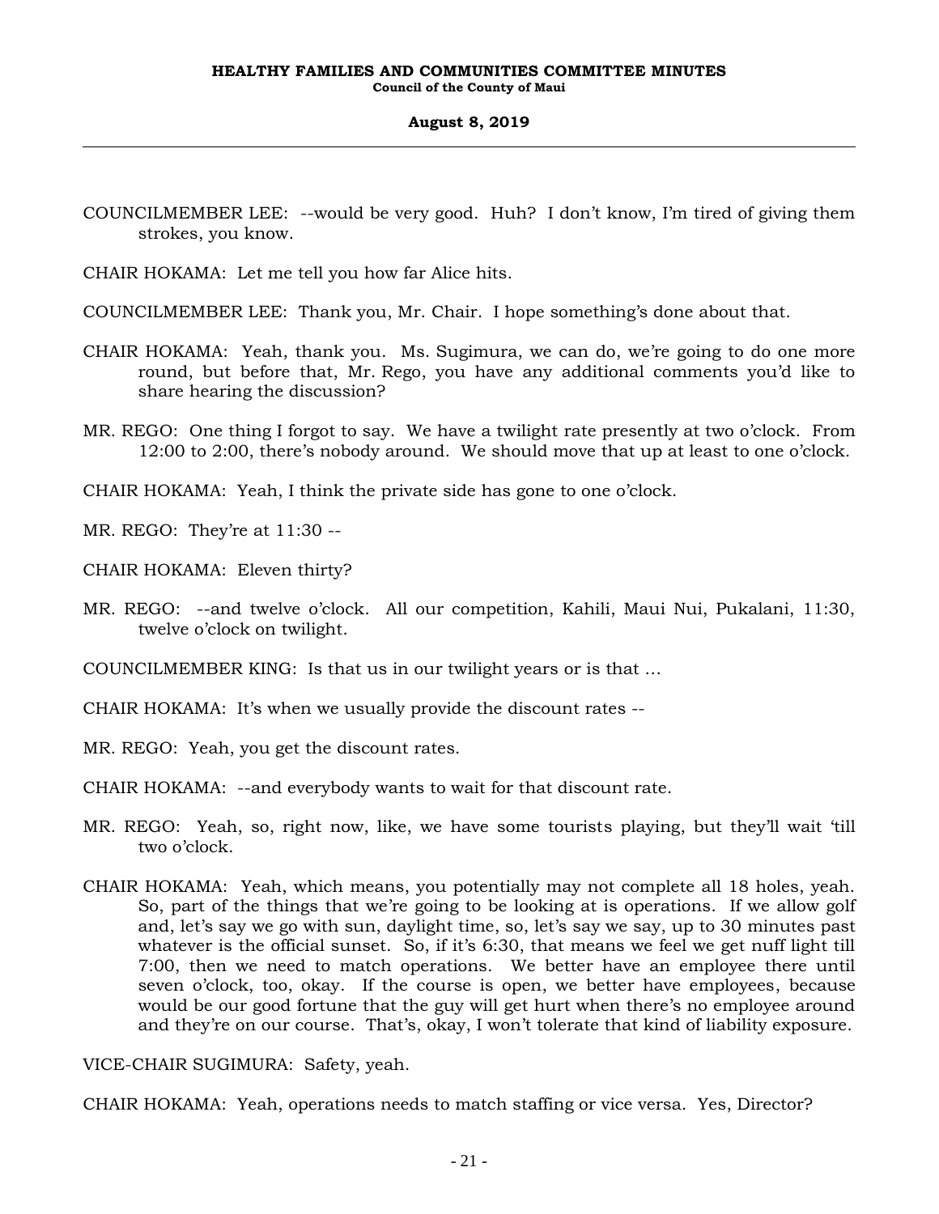COUNCILMEMBER LEE: --would be very good. Huh? I don't know, I'm tired of giving them strokes, you know.

CHAIR HOKAMA: Let me tell you how far Alice hits.

COUNCILMEMBER LEE: Thank you, Mr. Chair. I hope something's done about that.

CHAIR HOKAMA: Yeah, thank you. Ms. Sugimura, we can do, we're going to do one more round, but before that, Mr. Rego, you have any additional comments you'd like to share hearing the discussion?

MR. REGO: One thing I forgot to say. We have a twilight rate presently at two o'clock. From 12:00 to 2:00, there's nobody around. We should move that up at least to one o'clock.

CHAIR HOKAMA: Yeah, I think the private side has gone to one o'clock.

MR. REGO: They're at 11:30 --

CHAIR HOKAMA: Eleven thirty?

MR. REGO: --and twelve o'clock. All our competition, Kahili, Maui Nui, Pukalani, 11:30, twelve o'clock on twilight.

COUNCILMEMBER KING: Is that us in our twilight years or is that ...

CHAIR HOKAMA: It's when we usually provide the discount rates --

MR. REGO: Yeah, you get the discount rates.

CHAIR HOKAMA: --and everybody wants to wait for that discount rate.

MR. REGO: Yeah, so, right now, like, we have some tourists playing, but they'll wait 'till two o'clock.

CHAIR HOKAMA: Yeah, which means, you potentially may not complete all 18 holes, yeah. So, part of the things that we're going to be looking at is operations. If we allow golf and, let's say we go with sun, daylight time, so, let's say we say, up to 30 minutes past whatever is the official sunset. So, if it's 6:30, that means we feel we get nuff light till 7:00, then we need to match operations. We better have an employee there until seven o'clock, too, okay. If the course is open, we better have employees, because would be our good fortune that the guy will get hurt when there's no employee around and they're on our course. That's, okay, I won't tolerate that kind of liability exposure.

VICE-CHAIR SUGIMURA: Safety, yeah.

CHAIR HOKAMA: Yeah, operations needs to match staffing or vice versa. Yes, Director?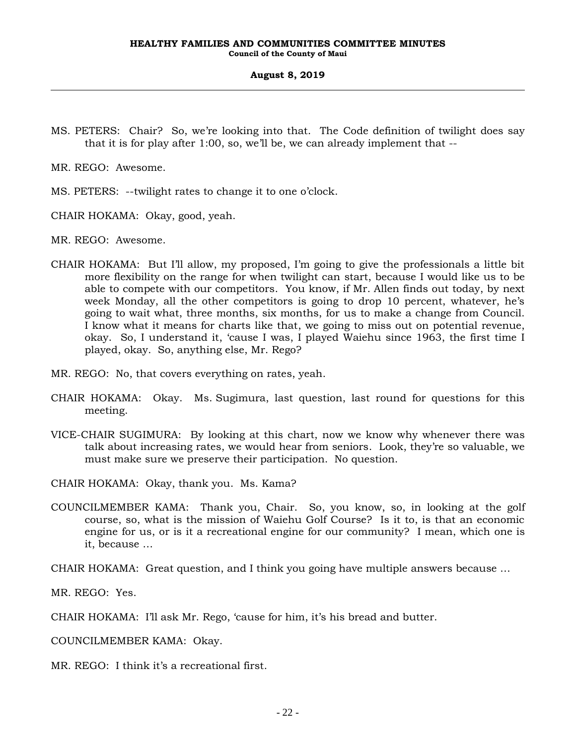MS. PETERS: Chair? So, we're looking into that. The Code definition of twilight does say that it is for play after 1:00, so, we'll be, we can already implement that --

MR. REGO: Awesome.

MS. PETERS: --twilight rates to change it to one o'clock.

CHAIR HOKAMA: Okay, good, yeah.

MR. REGO: Awesome.

CHAIR HOKAMA: But I'll allow, my proposed, I'm going to give the professionals a little bit more flexibility on the range for when twilight can start, because I would like us to be able to compete with our competitors. You know, if Mr. Allen finds out today, by next week Monday, all the other competitors is going to drop 10 percent, whatever, he's going to wait what, three months, six months, for us to make a change from Council. I know what it means for charts like that, we going to miss out on potential revenue, okay. So, I understand it, 'cause I was, I played Waiehu since 1963, the first time I played, okay. So, anything else, Mr. Rego?

MR. REGO: No, that covers everything on rates, yeah.

CHAIR HOKAMA: Okay. Ms. Sugimura, last question, last round for questions for this meeting.

VICE-CHAIR SUGIMURA: By looking at this chart, now we know why whenever there was talk about increasing rates, we would hear from seniors. Look, they're so valuable, we must make sure we preserve their participation. No question.

CHAIR HOKAMA: Okay, thank you. Ms. Kama?

COUNCILMEMBER KAMA: Thank you, Chair. So, you know, so, in looking at the golf course, so, what is the mission of Waiehu Golf Course? Is it to, is that an economic engine for us, or is it a recreational engine for our community? I mean, which one is it, because ...

CHAIR HOKAMA: Great question, and I think you going have multiple answers because ...

MR. REGO: Yes.

CHAIR HOKAMA: I'll ask Mr. Rego, 'cause for him, it's his bread and butter.

COUNCILMEMBER KAMA: Okay.

MR. REGO: I think it's a recreational first.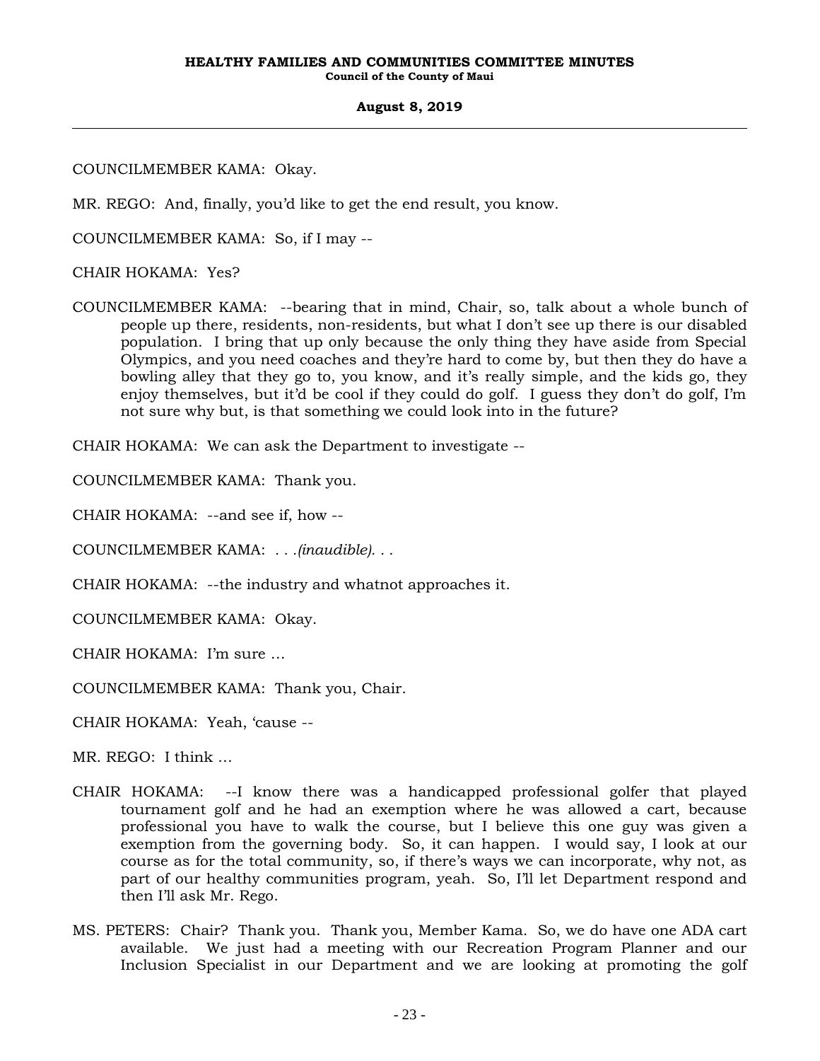COUNCILMEMBER KAMA: Okay.

MR. REGO: And, finally, you'd like to get the end result, you know.

COUNCILMEMBER KAMA: So, if I may --

CHAIR HOKAMA: Yes?

COUNCILMEMBER KAMA: --bearing that in mind, Chair, so, talk about a whole bunch of people up there, residents, non-residents, but what I don't see up there is our disabled population. I bring that up only because the only thing they have aside from Special Olympics, and you need coaches and they're hard to come by, but then they do have a bowling alley that they go to, you know, and it's really simple, and the kids go, they enjoy themselves, but it'd be cool if they could do golf. I guess they don't do golf, I'm not sure why but, is that something we could look into in the future?

CHAIR HOKAMA: We can ask the Department to investigate --

COUNCILMEMBER KAMA: Thank you.

CHAIR HOKAMA: --and see if, how --

COUNCILMEMBER KAMA: *. . .(inaudible). . .*

CHAIR HOKAMA: --the industry and whatnot approaches it.

COUNCILMEMBER KAMA: Okay.

CHAIR HOKAMA: I'm sure ...

COUNCILMEMBER KAMA: Thank you, Chair.

CHAIR HOKAMA: Yeah, 'cause --

MR. REGO: I think ...

CHAIR HOKAMA: --I know there was a handicapped professional golfer that played tournament golf and he had an exemption where he was allowed a cart, because professional you have to walk the course, but I believe this one guy was given a exemption from the governing body. So, it can happen. I would say, I look at our course as for the total community, so, if there's ways we can incorporate, why not, as part of our healthy communities program, yeah. So, I'll let Department respond and then I'll ask Mr. Rego.

MS. PETERS: Chair? Thank you. Thank you, Member Kama. So, we do have one ADA cart available. We just had a meeting with our Recreation Program Planner and our Inclusion Specialist in our Department and we are looking at promoting the golf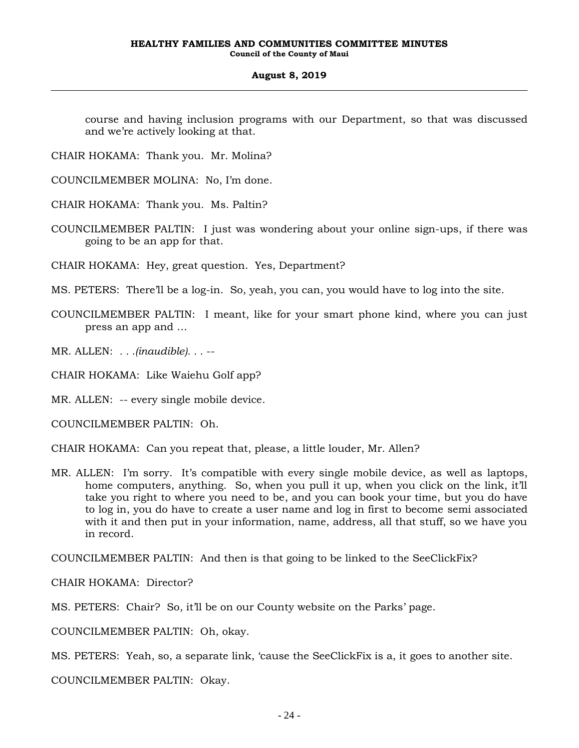course and having inclusion programs with our Department, so that was discussed and we're actively looking at that.

CHAIR HOKAMA: Thank you. Mr. Molina?

COUNCILMEMBER MOLINA: No, I'm done.

CHAIR HOKAMA: Thank you. Ms. Paltin?

COUNCILMEMBER PALTIN: I just was wondering about your online sign-ups, if there was going to be an app for that.

CHAIR HOKAMA: Hey, great question. Yes, Department?

MS. PETERS: There'll be a log-in. So, yeah, you can, you would have to log into the site.

COUNCILMEMBER PALTIN: I meant, like for your smart phone kind, where you can just press an app and ...

MR. ALLEN: *. . .(inaudible). . .* --

CHAIR HOKAMA: Like Waiehu Golf app?

MR. ALLEN: -- every single mobile device.

COUNCILMEMBER PALTIN: Oh.

CHAIR HOKAMA: Can you repeat that, please, a little louder, Mr. Allen?

MR. ALLEN: I'm sorry. It's compatible with every single mobile device, as well as laptops, home computers, anything. So, when you pull it up, when you click on the link, it'll take you right to where you need to be, and you can book your time, but you do have to log in, you do have to create a user name and log in first to become semi associated with it and then put in your information, name, address, all that stuff, so we have you in record.

COUNCILMEMBER PALTIN: And then is that going to be linked to the SeeClickFix?

CHAIR HOKAMA: Director?

MS. PETERS: Chair? So, it'll be on our County website on the Parks' page.

COUNCILMEMBER PALTIN: Oh, okay.

MS. PETERS: Yeah, so, a separate link, 'cause the SeeClickFix is a, it goes to another site.

COUNCILMEMBER PALTIN: Okay.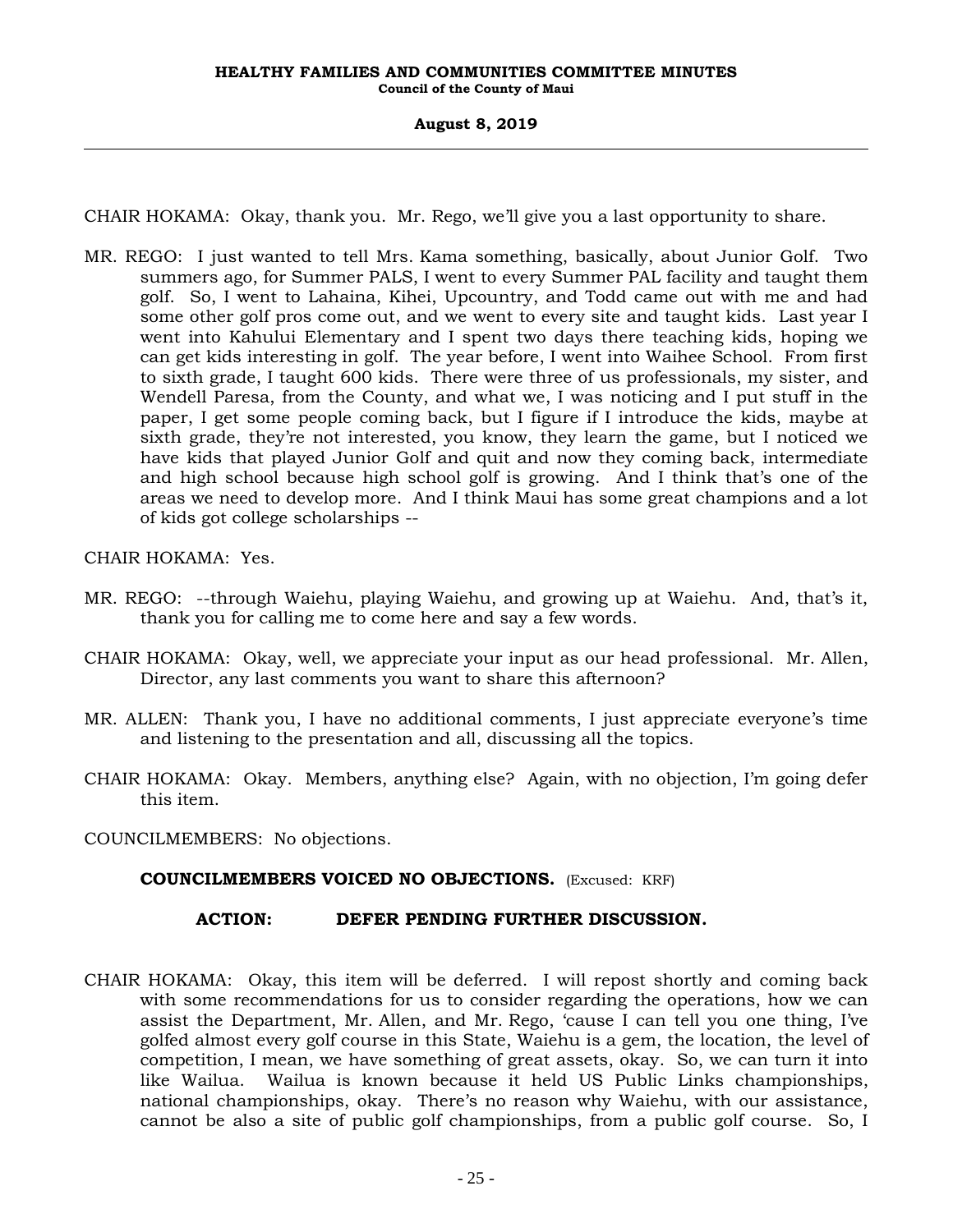CHAIR HOKAMA: Okay, thank you. Mr. Rego, we'll give you a last opportunity to share.

MR. REGO: I just wanted to tell Mrs. Kama something, basically, about Junior Golf. Two summers ago, for Summer PALS, I went to every Summer PAL facility and taught them golf. So, I went to Lahaina, Kihei, Upcountry, and Todd came out with me and had some other golf pros come out, and we went to every site and taught kids. Last year I went into Kahului Elementary and I spent two days there teaching kids, hoping we can get kids interesting in golf. The year before, I went into Waihee School. From first to sixth grade, I taught 600 kids. There were three of us professionals, my sister, and Wendell Paresa, from the County, and what we, I was noticing and I put stuff in the paper, I get some people coming back, but I figure if I introduce the kids, maybe at sixth grade, they're not interested, you know, they learn the game, but I noticed we have kids that played Junior Golf and quit and now they coming back, intermediate and high school because high school golf is growing. And I think that's one of the areas we need to develop more. And I think Maui has some great champions and a lot of kids got college scholarships --

CHAIR HOKAMA: Yes.

MR. REGO: --through Waiehu, playing Waiehu, and growing up at Waiehu. And, that's it, thank you for calling me to come here and say a few words.

CHAIR HOKAMA: Okay, well, we appreciate your input as our head professional. Mr. Allen, Director, any last comments you want to share this afternoon?

MR. ALLEN: Thank you, I have no additional comments, I just appreciate everyone's time and listening to the presentation and all, discussing all the topics.

CHAIR HOKAMA: Okay. Members, anything else? Again, with no objection, I'm going defer this item.

COUNCILMEMBERS: No objections.

**COUNCILMEMBERS VOICED NO OBJECTIONS.** (Excused: KRF)

**ACTION: DEFER PENDING FURTHER DISCUSSION.**

CHAIR HOKAMA: Okay, this item will be deferred. I will repost shortly and coming back with some recommendations for us to consider regarding the operations, how we can assist the Department, Mr. Allen, and Mr. Rego, 'cause I can tell you one thing, I've golfed almost every golf course in this State, Waiehu is a gem, the location, the level of competition, I mean, we have something of great assets, okay. So, we can turn it into like Wailua. Wailua is known because it held US Public Links championships, national championships, okay. There's no reason why Waiehu, with our assistance, cannot be also a site of public golf championships, from a public golf course. So, I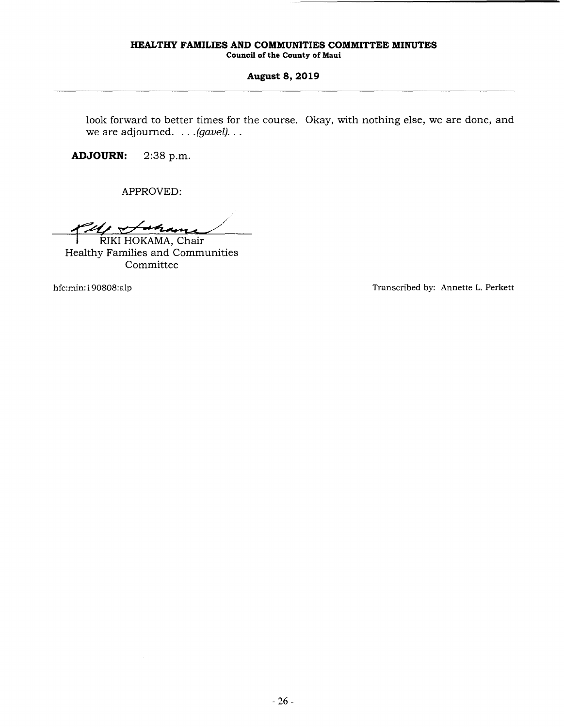look forward to better times for the course. Okay, with nothing else, we are done, and we are adjourned. . . .*(gavel)*. . .

**ADJOURN:** 2:38 p.m.

APPROVED:

RIKI HOKAMA, Chair
Healthy Families and Communities Committee

hfc:min:190808:alp

Transcribed by: Annette L. Perkett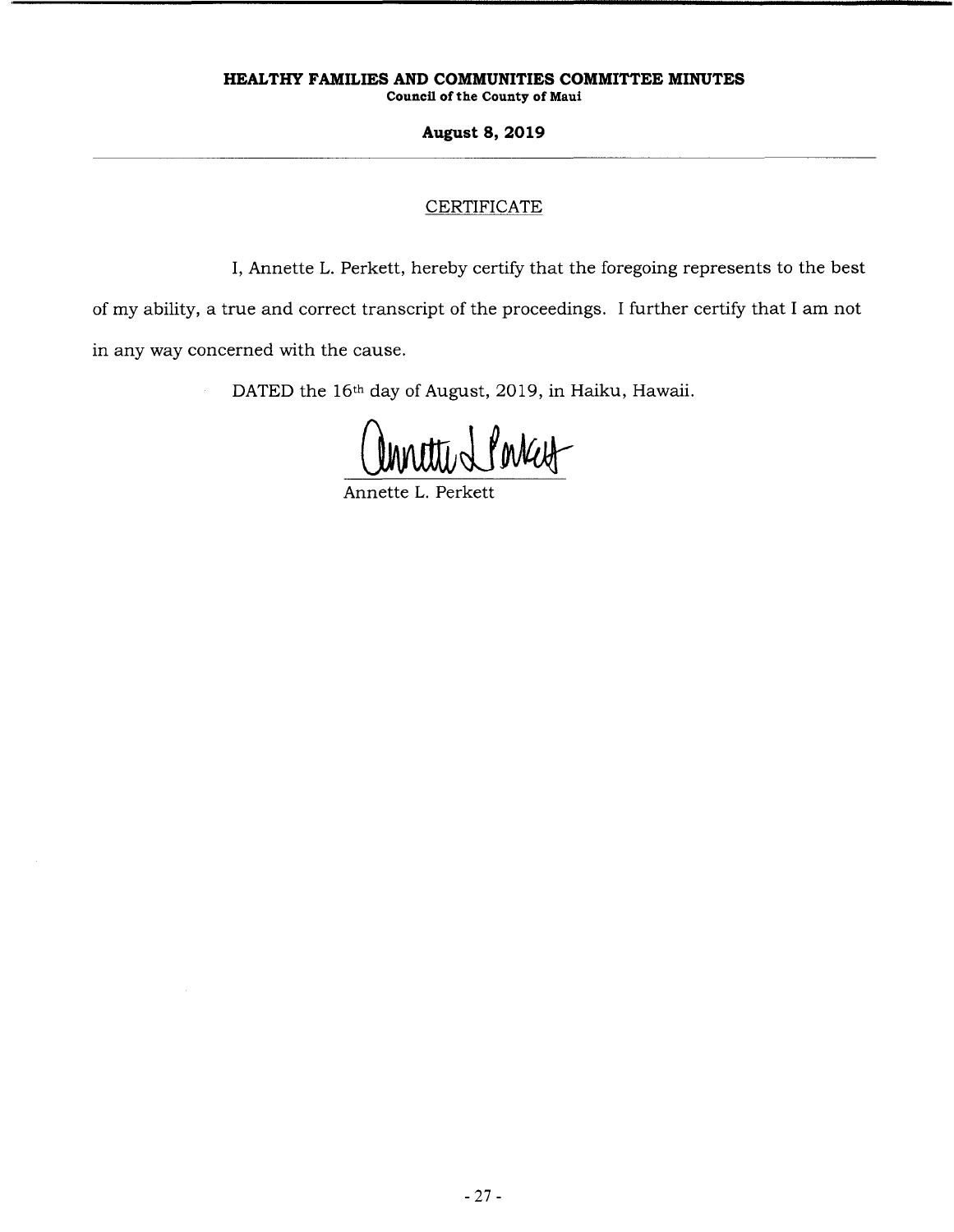CERTIFICATE

I, Annette L. Perkett, hereby certify that the foregoing represents to the best of my ability, a true and correct transcript of the proceedings. I further certify that I am not in any way concerned with the cause.

DATED the 16th day of August, 2019, in Haiku, Hawaii.

Annette L. Perkett